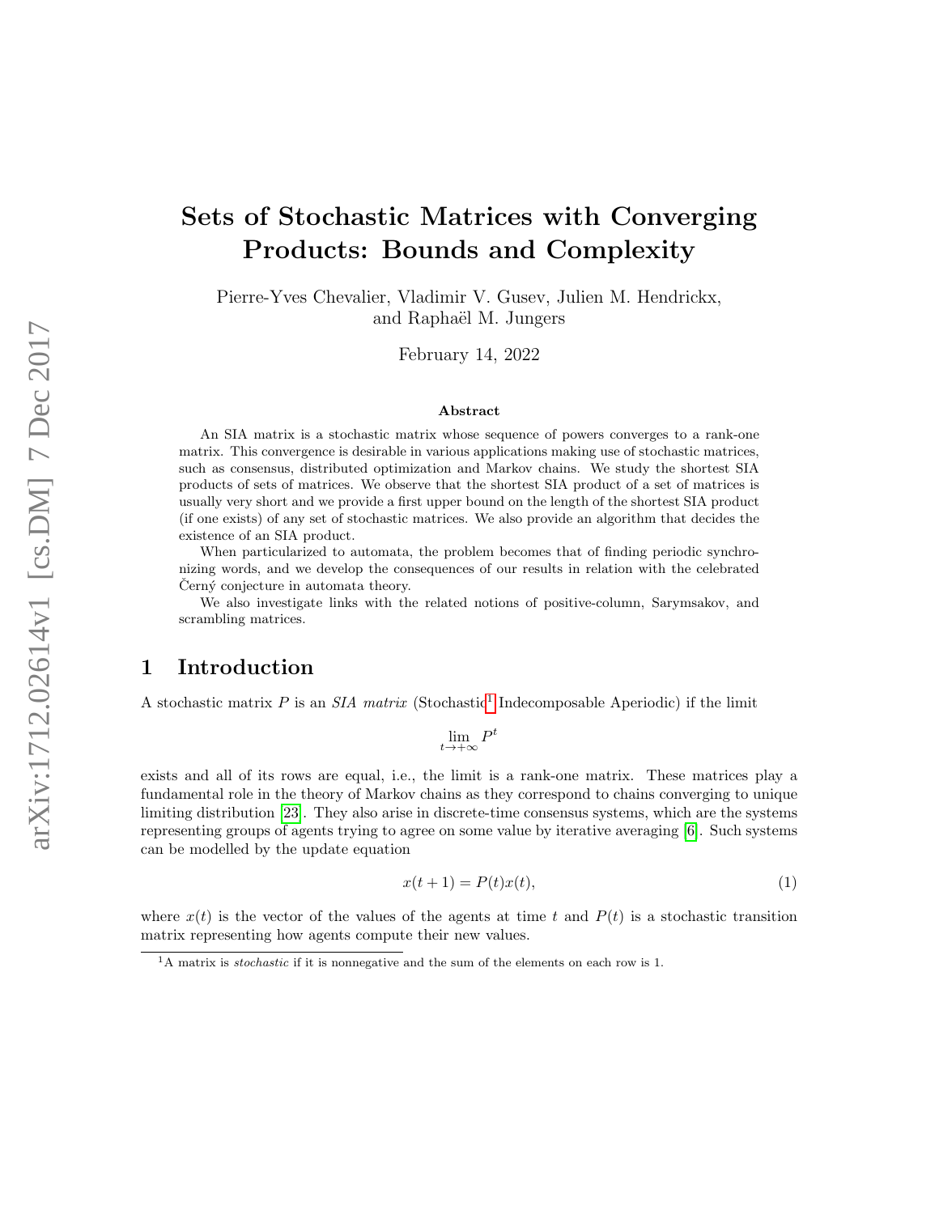# Sets of Stochastic Matrices with Converging Products: Bounds and Complexity

Pierre-Yves Chevalier, Vladimir V. Gusev, Julien M. Hendrickx, and Raphaël M. Jungers

February 14, 2022

### Abstract

An SIA matrix is a stochastic matrix whose sequence of powers converges to a rank-one matrix. This convergence is desirable in various applications making use of stochastic matrices, such as consensus, distributed optimization and Markov chains. We study the shortest SIA products of sets of matrices. We observe that the shortest SIA product of a set of matrices is usually very short and we provide a first upper bound on the length of the shortest SIA product (if one exists) of any set of stochastic matrices. We also provide an algorithm that decides the existence of an SIA product.

When particularized to automata, the problem becomes that of finding periodic synchronizing words, and we develop the consequences of our results in relation with the celebrated Černý conjecture in automata theory.

We also investigate links with the related notions of positive-column, Sarymsakov, and scrambling matrices.

## 1 Introduction

A stochastic matrix $P$ is an *SIA matrix* (Stochastic[1] Indecomposable Aperiodic) if the limit

$$\lim_{t\to+\infty} P^t$$

exists and all of its rows are equal, i.e., the limit is a rank-one matrix. These matrices play a fundamental role in the theory of Markov chains as they correspond to chains converging to unique limiting distribution [23]. They also arise in discrete-time consensus systems, which are the systems representing groups of agents trying to agree on some value by iterative averaging [6]. Such systems can be modelled by the update equation

$$x(t+1) = P(t)x(t), \tag{1}$$

where $x(t)$ is the vector of the values of the agents at time $t$ and $P(t)$ is a stochastic transition matrix representing how agents compute their new values.

[1] A matrix is *stochastic* if it is nonnegative and the sum of the elements on each row is 1.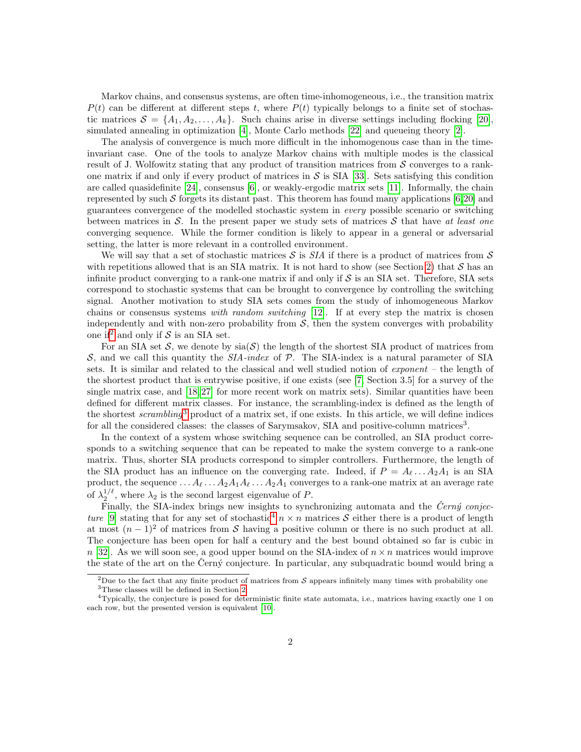Markov chains, and consensus systems, are often time-inhomogeneous, i.e., the transition matrix $P(t)$ can be different at different steps $t$, where $P(t)$ typically belongs to a finite set of stochastic matrices $\mathcal{S} = \{A_1, A_2, \dots, A_k\}$. Such chains arise in diverse settings including flocking [20], simulated annealing in optimization [4], Monte Carlo methods [22] and queueing theory [2].

The analysis of convergence is much more difficult in the inhomogenous case than in the time-invariant case. One of the tools to analyze Markov chains with multiple modes is the classical result of J. Wolfowitz stating that any product of transition matrices from $\mathcal{S}$ converges to a rank-one matrix if and only if every product of matrices in $\mathcal{S}$ is SIA [33]. Sets satisfying this condition are called quasidefinite [24], consensus [6], or weakly-ergodic matrix sets [11]. Informally, the chain represented by such $\mathcal{S}$ forgets its distant past. This theorem has found many applications [6,20] and guarantees convergence of the modelled stochastic system in *every* possible scenario or switching between matrices in $\mathcal{S}$. In the present paper we study sets of matrices $\mathcal{S}$ that have *at least one* converging sequence. While the former condition is likely to appear in a general or adversarial setting, the latter is more relevant in a controlled environment.

We will say that a set of stochastic matrices $\mathcal{S}$ is *SIA* if there is a product of matrices from $\mathcal{S}$ with repetitions allowed that is an SIA matrix. It is not hard to show (see Section 2) that $\mathcal{S}$ has an infinite product converging to a rank-one matrix if and only if $\mathcal{S}$ is an SIA set. Therefore, SIA sets correspond to stochastic systems that can be brought to convergence by controlling the switching signal. Another motivation to study SIA sets comes from the study of inhomogeneous Markov chains or consensus systems *with random switching* [12]. If at every step the matrix is chosen independently and with non-zero probability from $\mathcal{S}$, then the system converges with probability one if[2] and only if $\mathcal{S}$ is an SIA set.

For an SIA set $\mathcal{S}$, we denote by $\mathrm{sia}(\mathcal{S})$ the length of the shortest SIA product of matrices from $\mathcal{S}$, and we call this quantity the *SIA-index* of $\mathcal{P}$. The SIA-index is a natural parameter of SIA sets. It is similar and related to the classical and well studied notion of *exponent* – the length of the shortest product that is entrywise positive, if one exists (see [7, Section 3.5] for a survey of the single matrix case, and [18,27] for more recent work on matrix sets). Similar quantities have been defined for different matrix classes. For instance, the scrambling-index is defined as the length of the shortest *scrambling*[3] product of a matrix set, if one exists. In this article, we will define indices for all the considered classes: the classes of Sarymsakov, SIA and positive-column matrices[3].

In the context of a system whose switching sequence can be controlled, an SIA product corresponds to a switching sequence that can be repeated to make the system converge to a rank-one matrix. Thus, shorter SIA products correspond to simpler controllers. Furthermore, the length of the SIA product has an influence on the converging rate. Indeed, if $P = A_\ell \dots A_2 A_1$ is an SIA product, the sequence $\dots A_\ell \dots A_2 A_1 A_\ell \dots A_2 A_1$ converges to a rank-one matrix at an average rate of $\lambda_2^{1/\ell}$, where $\lambda_2$ is the second largest eigenvalue of $P$.

Finally, the SIA-index brings new insights to synchronizing automata and the *Černý conjecture* [9] stating that for any set of stochastic[4] $n \times n$ matrices $\mathcal{S}$ either there is a product of length at most $(n-1)^2$ of matrices from $\mathcal{S}$ having a positive column or there is no such product at all. The conjecture has been open for half a century and the best bound obtained so far is cubic in $n$ [32]. As we will soon see, a good upper bound on the SIA-index of $n \times n$ matrices would improve the state of the art on the Černý conjecture. In particular, any subquadratic bound would bring a

[2] Due to the fact that any finite product of matrices from $\mathcal{S}$ appears infinitely many times with probability one

[3] These classes will be defined in Section 2

[4] Typically, the conjecture is posed for deterministic finite state automata, i.e., matrices having exactly one 1 on each row, but the presented version is equivalent [10].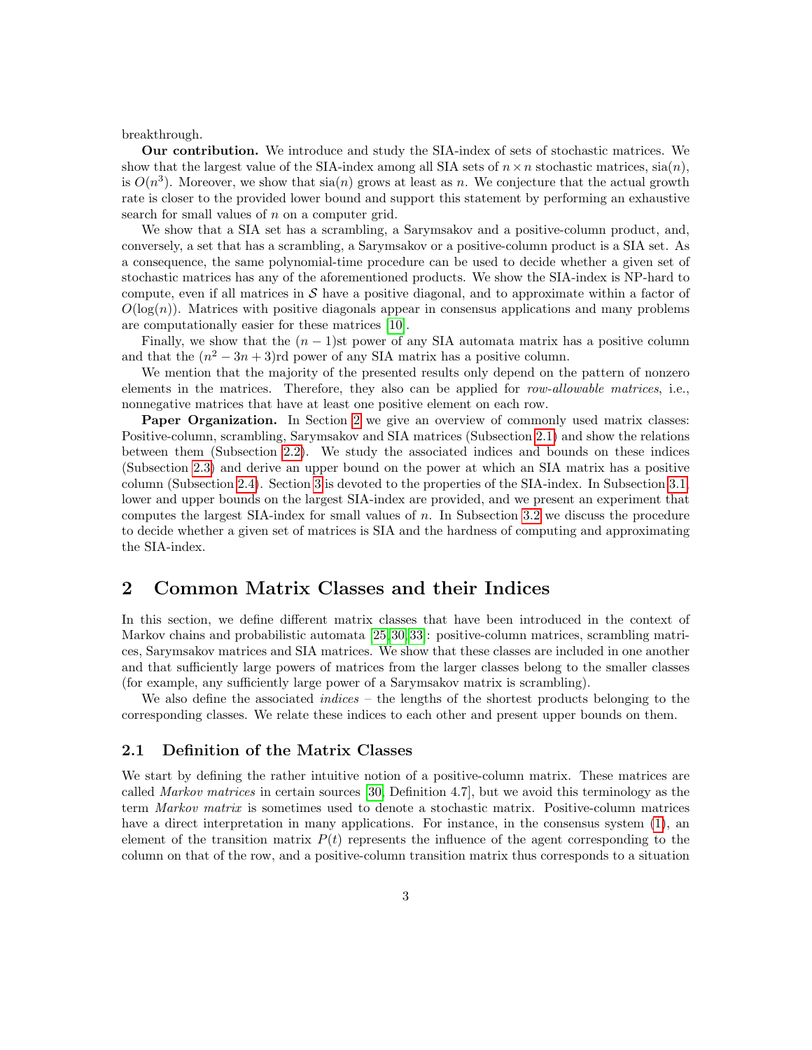breakthrough.

**Our contribution.** We introduce and study the SIA-index of sets of stochastic matrices. We show that the largest value of the SIA-index among all SIA sets of $n \times n$ stochastic matrices, $\mathrm{sia}(n)$, is $O(n^3)$. Moreover, we show that $\mathrm{sia}(n)$ grows at least as $n$. We conjecture that the actual growth rate is closer to the provided lower bound and support this statement by performing an exhaustive search for small values of $n$ on a computer grid.

We show that a SIA set has a scrambling, a Sarymsakov and a positive-column product, and, conversely, a set that has a scrambling, a Sarymsakov or a positive-column product is a SIA set. As a consequence, the same polynomial-time procedure can be used to decide whether a given set of stochastic matrices has any of the aforementioned products. We show the SIA-index is NP-hard to compute, even if all matrices in $\mathcal{S}$ have a positive diagonal, and to approximate within a factor of $O(\log(n))$. Matrices with positive diagonals appear in consensus applications and many problems are computationally easier for these matrices [10].

Finally, we show that the $(n-1)$st power of any SIA automata matrix has a positive column and that the $(n^2 - 3n + 3)$rd power of any SIA matrix has a positive column.

We mention that the majority of the presented results only depend on the pattern of nonzero elements in the matrices. Therefore, they also can be applied for *row-allowable matrices*, i.e., nonnegative matrices that have at least one positive element on each row.

**Paper Organization.** In Section 2 we give an overview of commonly used matrix classes: Positive-column, scrambling, Sarymsakov and SIA matrices (Subsection 2.1) and show the relations between them (Subsection 2.2). We study the associated indices and bounds on these indices (Subsection 2.3) and derive an upper bound on the power at which an SIA matrix has a positive column (Subsection 2.4). Section 3 is devoted to the properties of the SIA-index. In Subsection 3.1, lower and upper bounds on the largest SIA-index are provided, and we present an experiment that computes the largest SIA-index for small values of $n$. In Subsection 3.2 we discuss the procedure to decide whether a given set of matrices is SIA and the hardness of computing and approximating the SIA-index.

## 2 Common Matrix Classes and their Indices

In this section, we define different matrix classes that have been introduced in the context of Markov chains and probabilistic automata [25,30,33]: positive-column matrices, scrambling matrices, Sarymsakov matrices and SIA matrices. We show that these classes are included in one another and that sufficiently large powers of matrices from the larger classes belong to the smaller classes (for example, any sufficiently large power of a Sarymsakov matrix is scrambling).

We also define the associated *indices* – the lengths of the shortest products belonging to the corresponding classes. We relate these indices to each other and present upper bounds on them.

### 2.1 Definition of the Matrix Classes

We start by defining the rather intuitive notion of a positive-column matrix. These matrices are called *Markov matrices* in certain sources [30, Definition 4.7], but we avoid this terminology as the term *Markov matrix* is sometimes used to denote a stochastic matrix. Positive-column matrices have a direct interpretation in many applications. For instance, in the consensus system (1), an element of the transition matrix $P(t)$ represents the influence of the agent corresponding to the column on that of the row, and a positive-column transition matrix thus corresponds to a situation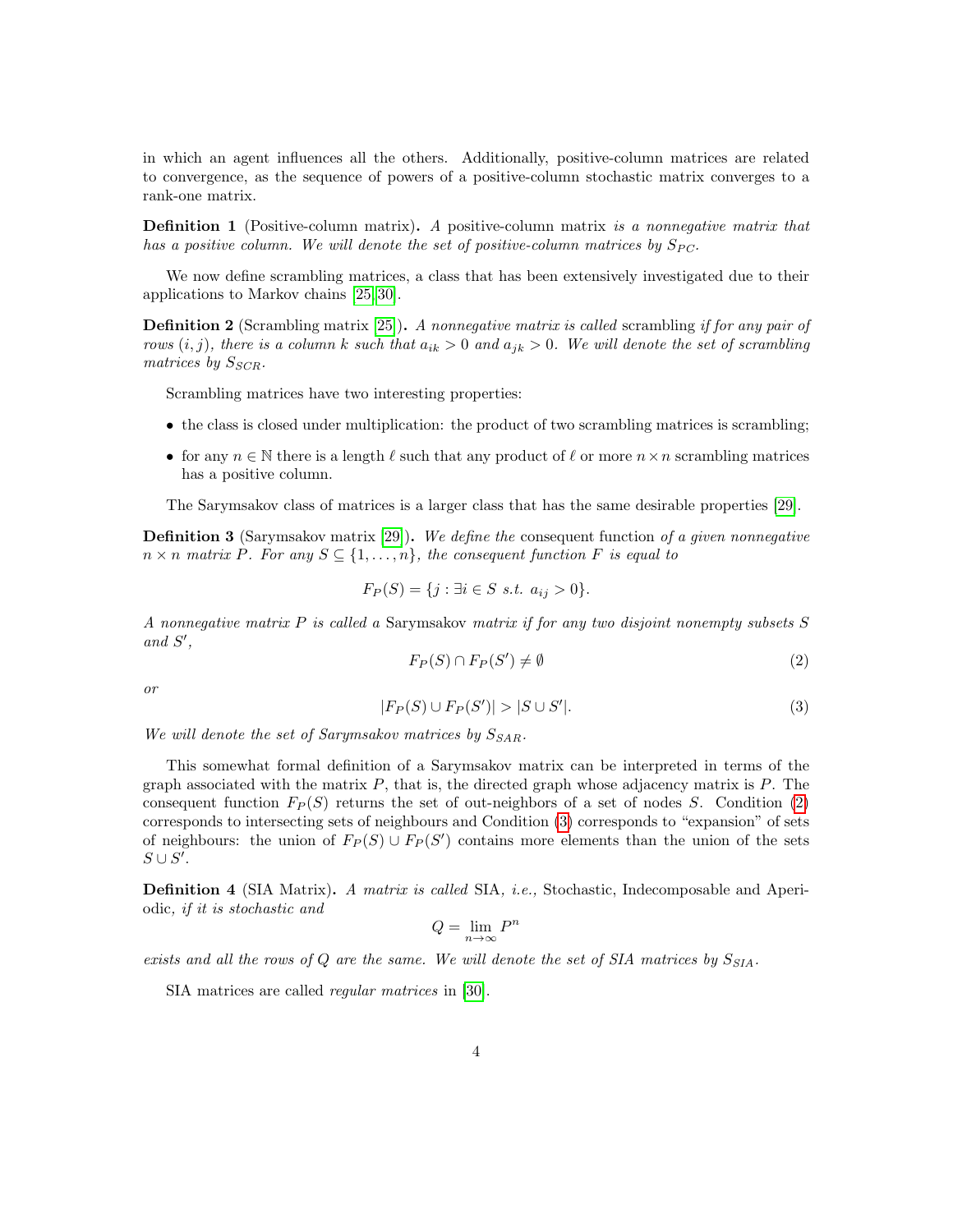in which an agent influences all the others. Additionally, positive-column matrices are related to convergence, as the sequence of powers of a positive-column stochastic matrix converges to a rank-one matrix.

**Definition 1** (Positive-column matrix)**.** *A* positive-column matrix *is a nonnegative matrix that has a positive column. We will denote the set of positive-column matrices by $S_{PC}$.*

We now define scrambling matrices, a class that has been extensively investigated due to their applications to Markov chains [25][30].

**Definition 2** (Scrambling matrix [25])**.** *A nonnegative matrix is called* scrambling *if for any pair of rows $(i, j)$, there is a column $k$ such that $a_{ik} > 0$ and $a_{jk} > 0$. We will denote the set of scrambling matrices by $S_{SCR}$.*

Scrambling matrices have two interesting properties:

- the class is closed under multiplication: the product of two scrambling matrices is scrambling;
- for any $n \in \mathbb{N}$ there is a length $\ell$ such that any product of $\ell$ or more $n \times n$ scrambling matrices has a positive column.

The Sarymsakov class of matrices is a larger class that has the same desirable properties [29].

**Definition 3** (Sarymsakov matrix [29])**.** *We define the* consequent function *of a given nonnegative $n \times n$ matrix $P$. For any $S \subseteq \{1, \ldots, n\}$, the consequent function $F$ is equal to*

$$F_P(S) = \{j : \exists i \in S \text{ s.t. } a_{ij} > 0\}.$$

*A nonnegative matrix $P$ is called a* Sarymsakov *matrix if for any two disjoint nonempty subsets $S$ and $S'$,*

$$F_P(S) \cap F_P(S') \neq \emptyset \tag{2}$$

*or*

$$|F_P(S) \cup F_P(S')| > |S \cup S'|. \tag{3}$$

*We will denote the set of Sarymsakov matrices by $S_{SAR}$.*

This somewhat formal definition of a Sarymsakov matrix can be interpreted in terms of the graph associated with the matrix $P$, that is, the directed graph whose adjacency matrix is $P$. The consequent function $F_P(S)$ returns the set of out-neighbors of a set of nodes $S$. Condition (2) corresponds to intersecting sets of neighbours and Condition (3) corresponds to "expansion" of sets of neighbours: the union of $F_P(S) \cup F_P(S')$ contains more elements than the union of the sets $S \cup S'$.

**Definition 4** (SIA Matrix)**.** *A matrix is called* SIA*, i.e.,* Stochastic, Indecomposable and Aperiodic*, if it is stochastic and*

$$Q = \lim_{n \to \infty} P^n$$

*exists and all the rows of $Q$ are the same. We will denote the set of SIA matrices by $S_{SIA}$.*

SIA matrices are called *regular matrices* in [30].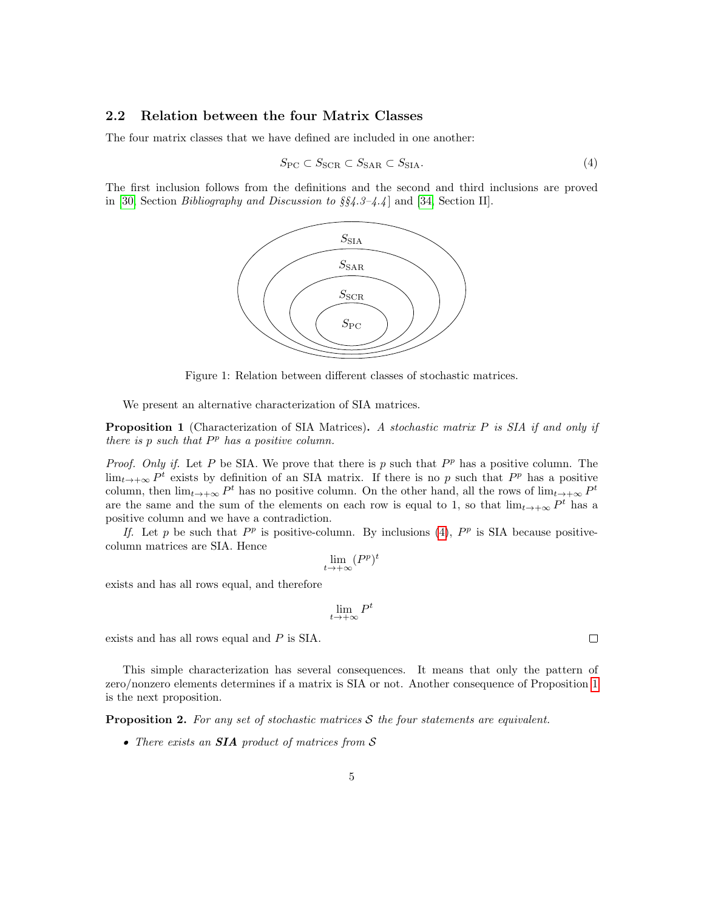### 2.2 Relation between the four Matrix Classes

The four matrix classes that we have defined are included in one another:

$$S_{\mathrm{PC}} \subset S_{\mathrm{SCR}} \subset S_{\mathrm{SAR}} \subset S_{\mathrm{SIA}}. \tag{4}$$

The first inclusion follows from the definitions and the second and third inclusions are proved in [30, Section *Bibliography and Discussion to §§4.3–4.4*] and [34, Section II].

Figure 1: Relation between different classes of stochastic matrices.

We present an alternative characterization of SIA matrices.

**Proposition 1** (Characterization of SIA Matrices)**.** *A stochastic matrix $P$ is SIA if and only if there is $p$ such that $P^p$ has a positive column.*

*Proof. Only if.* Let $P$ be SIA. We prove that there is $p$ such that $P^p$ has a positive column. The $\lim_{t\to+\infty} P^t$ exists by definition of an SIA matrix. If there is no $p$ such that $P^p$ has a positive column, then $\lim_{t\to+\infty} P^t$ has no positive column. On the other hand, all the rows of $\lim_{t\to+\infty} P^t$ are the same and the sum of the elements on each row is equal to 1, so that $\lim_{t\to+\infty} P^t$ has a positive column and we have a contradiction.

*If.* Let $p$ be such that $P^p$ is positive-column. By inclusions (4), $P^p$ is SIA because positive-column matrices are SIA. Hence

$$\lim_{t\to+\infty} (P^p)^t$$

exists and has all rows equal, and therefore

$$\lim_{t\to+\infty} P^t$$

exists and has all rows equal and $P$ is SIA. □

This simple characterization has several consequences. It means that only the pattern of zero/nonzero elements determines if a matrix is SIA or not. Another consequence of Proposition 1 is the next proposition.

**Proposition 2.** *For any set of stochastic matrices $\mathcal{S}$ the four statements are equivalent.*

- *There exists an* ***SIA*** *product of matrices from $\mathcal{S}$*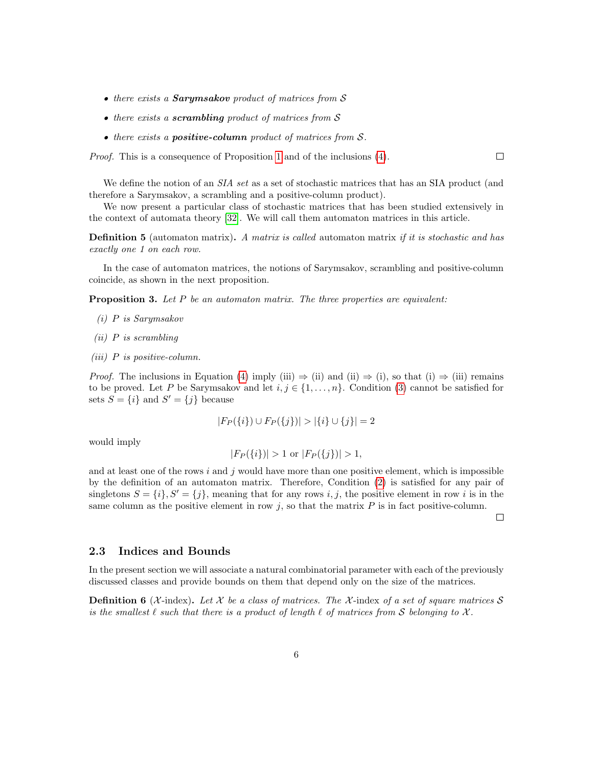- *there exists a* ***Sarymsakov*** *product of matrices from* $\mathcal{S}$
- *there exists a* ***scrambling*** *product of matrices from* $\mathcal{S}$
- *there exists a* ***positive-column*** *product of matrices from* $\mathcal{S}$*.*

*Proof.* This is a consequence of Proposition 1 and of the inclusions (4). □

We define the notion of an *SIA set* as a set of stochastic matrices that has an SIA product (and therefore a Sarymsakov, a scrambling and a positive-column product).

We now present a particular class of stochastic matrices that has been studied extensively in the context of automata theory [32]. We will call them automaton matrices in this article.

**Definition 5** (automaton matrix)**.** *A matrix is called* automaton matrix *if it is stochastic and has exactly one 1 on each row.*

In the case of automaton matrices, the notions of Sarymsakov, scrambling and positive-column coincide, as shown in the next proposition.

**Proposition 3.** *Let* $P$ *be an automaton matrix. The three properties are equivalent:*

*(i)* $P$ *is Sarymsakov*

*(ii)* $P$ *is scrambling*

*(iii)* $P$ *is positive-column.*

*Proof.* The inclusions in Equation (4) imply (iii) ⇒ (ii) and (ii) ⇒ (i), so that (i) ⇒ (iii) remains to be proved. Let $P$ be Sarymsakov and let $i, j \in \{1, \ldots, n\}$. Condition (3) cannot be satisfied for sets $S = \{i\}$ and $S' = \{j\}$ because

$$|F_P(\{i\}) \cup F_P(\{j\})| > |\{i\} \cup \{j\}| = 2$$

would imply

$$|F_P(\{i\})| > 1 \text{ or } |F_P(\{j\})| > 1,$$

and at least one of the rows $i$ and $j$ would have more than one positive element, which is impossible by the definition of an automaton matrix. Therefore, Condition (2) is satisfied for any pair of singletons $S = \{i\}, S' = \{j\}$, meaning that for any rows $i, j$, the positive element in row $i$ is in the same column as the positive element in row $j$, so that the matrix $P$ is in fact positive-column. □

## 2.3 Indices and Bounds

In the present section we will associate a natural combinatorial parameter with each of the previously discussed classes and provide bounds on them that depend only on the size of the matrices.

**Definition 6** ($\mathcal{X}$-index)**.** *Let* $\mathcal{X}$ *be a class of matrices. The* $\mathcal{X}$-index *of a set of square matrices* $\mathcal{S}$ *is the smallest* $\ell$ *such that there is a product of length* $\ell$ *of matrices from* $\mathcal{S}$ *belonging to* $\mathcal{X}$*.*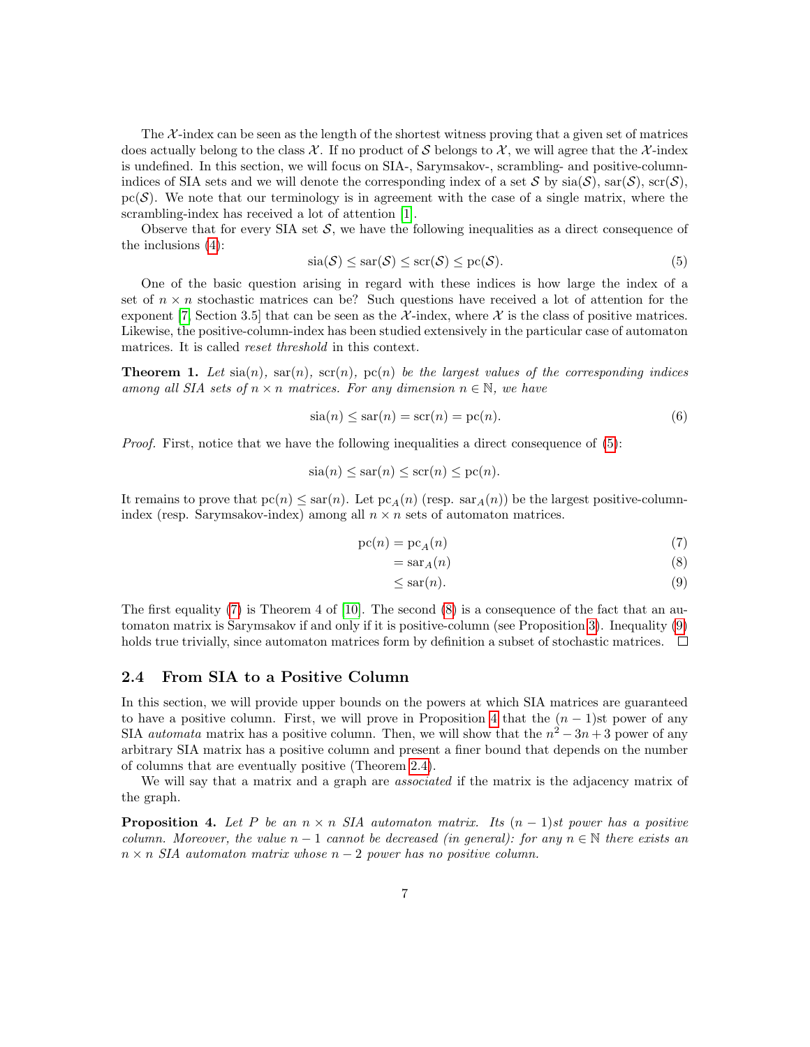The $\mathcal{X}$-index can be seen as the length of the shortest witness proving that a given set of matrices does actually belong to the class $\mathcal{X}$. If no product of $\mathcal{S}$ belongs to $\mathcal{X}$, we will agree that the $\mathcal{X}$-index is undefined. In this section, we will focus on SIA-, Sarymsakov-, scrambling- and positive-column-indices of SIA sets and we will denote the corresponding index of a set $\mathcal{S}$ by $\mathrm{sia}(\mathcal{S})$, $\mathrm{sar}(\mathcal{S})$, $\mathrm{scr}(\mathcal{S})$, $\mathrm{pc}(\mathcal{S})$. We note that our terminology is in agreement with the case of a single matrix, where the scrambling-index has received a lot of attention [1].

Observe that for every SIA set $\mathcal{S}$, we have the following inequalities as a direct consequence of the inclusions (4):

$$\mathrm{sia}(\mathcal{S}) \leq \mathrm{sar}(\mathcal{S}) \leq \mathrm{scr}(\mathcal{S}) \leq \mathrm{pc}(\mathcal{S}). \tag{5}$$

One of the basic question arising in regard with these indices is how large the index of a set of $n \times n$ stochastic matrices can be? Such questions have received a lot of attention for the exponent [7, Section 3.5] that can be seen as the $\mathcal{X}$-index, where $\mathcal{X}$ is the class of positive matrices. Likewise, the positive-column-index has been studied extensively in the particular case of automaton matrices. It is called *reset threshold* in this context.

**Theorem 1.** *Let $\mathrm{sia}(n)$, $\mathrm{sar}(n)$, $\mathrm{scr}(n)$, $\mathrm{pc}(n)$ be the largest values of the corresponding indices among all SIA sets of $n \times n$ matrices. For any dimension $n \in \mathbb{N}$, we have*

$$\mathrm{sia}(n) \leq \mathrm{sar}(n) = \mathrm{scr}(n) = \mathrm{pc}(n). \tag{6}$$

*Proof.* First, notice that we have the following inequalities a direct consequence of (5):

$$\mathrm{sia}(n) \leq \mathrm{sar}(n) \leq \mathrm{scr}(n) \leq \mathrm{pc}(n).$$

It remains to prove that $\mathrm{pc}(n) \leq \mathrm{sar}(n)$. Let $\mathrm{pc}_A(n)$ (resp. $\mathrm{sar}_A(n)$) be the largest positive-column-index (resp. Sarymsakov-index) among all $n \times n$ sets of automaton matrices.

$$\begin{aligned} \mathrm{pc}(n) &= \mathrm{pc}_A(n) && (7)\\ &= \mathrm{sar}_A(n) && (8)\\ &\leq \mathrm{sar}(n). && (9) \end{aligned}$$

The first equality (7) is Theorem 4 of [10]. The second (8) is a consequence of the fact that an automaton matrix is Sarymsakov if and only if it is positive-column (see Proposition 3). Inequality (9) holds true trivially, since automaton matrices form by definition a subset of stochastic matrices. □

### 2.4 From SIA to a Positive Column

In this section, we will provide upper bounds on the powers at which SIA matrices are guaranteed to have a positive column. First, we will prove in Proposition 4 that the $(n-1)$st power of any SIA *automata* matrix has a positive column. Then, we will show that the $n^2 - 3n + 3$ power of any arbitrary SIA matrix has a positive column and present a finer bound that depends on the number of columns that are eventually positive (Theorem 2.4).

We will say that a matrix and a graph are *associated* if the matrix is the adjacency matrix of the graph.

**Proposition 4.** *Let $P$ be an $n \times n$ SIA automaton matrix. Its $(n-1)$st power has a positive column. Moreover, the value $n-1$ cannot be decreased (in general): for any $n \in \mathbb{N}$ there exists an $n \times n$ SIA automaton matrix whose $n-2$ power has no positive column.*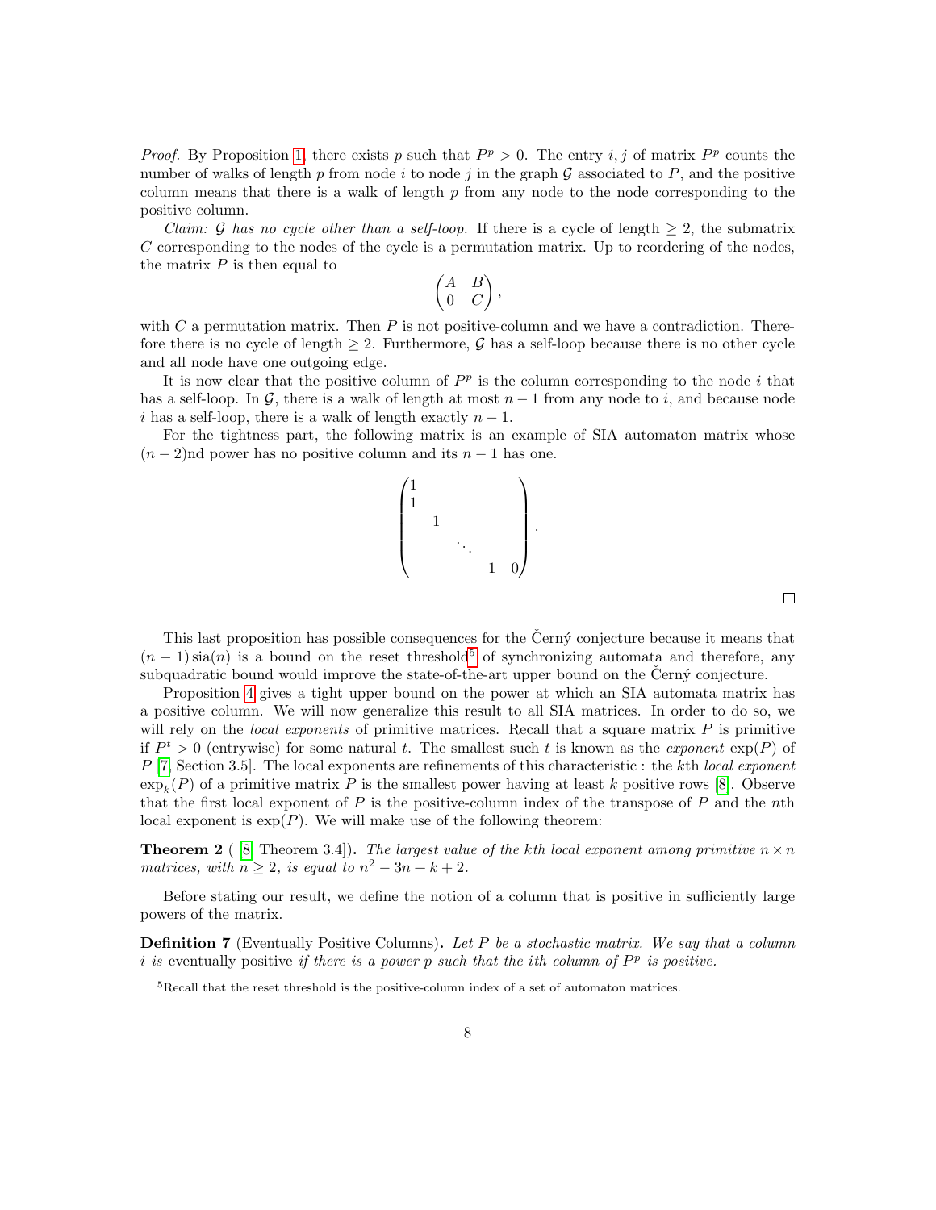*Proof.* By Proposition 1, there exists $p$ such that $P^p > 0$. The entry $i,j$ of matrix $P^p$ counts the number of walks of length $p$ from node $i$ to node $j$ in the graph $\mathcal{G}$ associated to $P$, and the positive column means that there is a walk of length $p$ from any node to the node corresponding to the positive column.

*Claim: $\mathcal{G}$ has no cycle other than a self-loop.* If there is a cycle of length $\geq 2$, the submatrix $C$ corresponding to the nodes of the cycle is a permutation matrix. Up to reordering of the nodes, the matrix $P$ is then equal to

$$\begin{pmatrix} A & B \\ 0 & C \end{pmatrix},$$

with $C$ a permutation matrix. Then $P$ is not positive-column and we have a contradiction. Therefore there is no cycle of length $\geq 2$. Furthermore, $\mathcal{G}$ has a self-loop because there is no other cycle and all node have one outgoing edge.

It is now clear that the positive column of $P^p$ is the column corresponding to the node $i$ that has a self-loop. In $\mathcal{G}$, there is a walk of length at most $n-1$ from any node to $i$, and because node $i$ has a self-loop, there is a walk of length exactly $n-1$.

For the tightness part, the following matrix is an example of SIA automaton matrix whose $(n-2)$nd power has no positive column and its $n-1$ has one.

$$\begin{pmatrix} 1 & & & & \\ 1 & & & & \\ & 1 & & & \\ & & \ddots & & \\ & & & 1 & 0 \end{pmatrix}.$$

□

This last proposition has possible consequences for the Černý conjecture because it means that $(n-1)\,\mathrm{sia}(n)$ is a bound on the reset threshold[5] of synchronizing automata and therefore, any subquadratic bound would improve the state-of-the-art upper bound on the Černý conjecture.

Proposition 4 gives a tight upper bound on the power at which an SIA automata matrix has a positive column. We will now generalize this result to all SIA matrices. In order to do so, we will rely on the *local exponents* of primitive matrices. Recall that a square matrix $P$ is primitive if $P^t > 0$ (entrywise) for some natural $t$. The smallest such $t$ is known as the *exponent* $\exp(P)$ of $P$ [7, Section 3.5]. The local exponents are refinements of this characteristic : the $k$th *local exponent* $\exp_k(P)$ of a primitive matrix $P$ is the smallest power having at least $k$ positive rows [8]. Observe that the first local exponent of $P$ is the positive-column index of the transpose of $P$ and the $n$th local exponent is $\exp(P)$. We will make use of the following theorem:

**Theorem 2** ( [8, Theorem 3.4]). *The largest value of the $k$th local exponent among primitive $n \times n$ matrices, with $n \geq 2$, is equal to $n^2 - 3n + k + 2$.*

Before stating our result, we define the notion of a column that is positive in sufficiently large powers of the matrix.

**Definition 7** (Eventually Positive Columns). *Let $P$ be a stochastic matrix. We say that a column $i$ is* eventually positive *if there is a power $p$ such that the $i$th column of $P^p$ is positive.*

[5] Recall that the reset threshold is the positive-column index of a set of automaton matrices.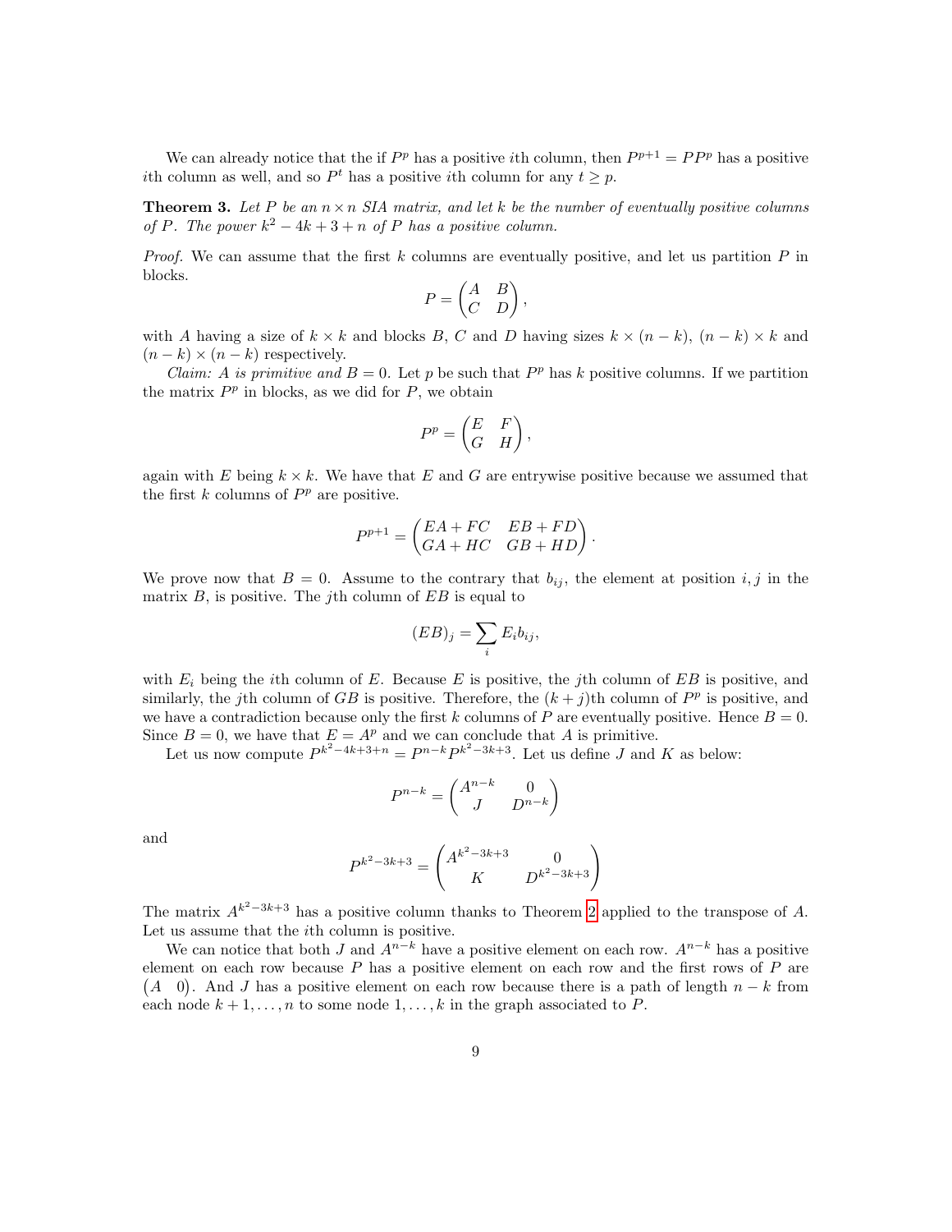We can already notice that the if $P^p$ has a positive $i$th column, then $P^{p+1} = PP^p$ has a positive $i$th column as well, and so $P^t$ has a positive $i$th column for any $t \geq p$.

**Theorem 3.** *Let $P$ be an $n \times n$ SIA matrix, and let $k$ be the number of eventually positive columns of $P$. The power $k^2 - 4k + 3 + n$ of $P$ has a positive column.*

*Proof.* We can assume that the first $k$ columns are eventually positive, and let us partition $P$ in blocks.

$$P = \begin{pmatrix} A & B \\ C & D \end{pmatrix},$$

with $A$ having a size of $k \times k$ and blocks $B$, $C$ and $D$ having sizes $k \times (n-k)$, $(n-k) \times k$ and $(n-k) \times (n-k)$ respectively.

*Claim: $A$ is primitive and $B = 0$.* Let $p$ be such that $P^p$ has $k$ positive columns. If we partition the matrix $P^p$ in blocks, as we did for $P$, we obtain

$$P^p = \begin{pmatrix} E & F \\ G & H \end{pmatrix},$$

again with $E$ being $k \times k$. We have that $E$ and $G$ are entrywise positive because we assumed that the first $k$ columns of $P^p$ are positive.

$$P^{p+1} = \begin{pmatrix} EA + FC & EB + FD \\ GA + HC & GB + HD \end{pmatrix}.$$

We prove now that $B = 0$. Assume to the contrary that $b_{ij}$, the element at position $i, j$ in the matrix $B$, is positive. The $j$th column of $EB$ is equal to

$$(EB)_j = \sum_i E_i b_{ij},$$

with $E_i$ being the $i$th column of $E$. Because $E$ is positive, the $j$th column of $EB$ is positive, and similarly, the $j$th column of $GB$ is positive. Therefore, the $(k+j)$th column of $P^p$ is positive, and we have a contradiction because only the first $k$ columns of $P$ are eventually positive. Hence $B = 0$. Since $B = 0$, we have that $E = A^p$ and we can conclude that $A$ is primitive.

Let us now compute $P^{k^2-4k+3+n} = P^{n-k}P^{k^2-3k+3}$. Let us define $J$ and $K$ as below:

$$P^{n-k} = \begin{pmatrix} A^{n-k} & 0 \\ J & D^{n-k} \end{pmatrix}$$

and

$$P^{k^2-3k+3} = \begin{pmatrix} A^{k^2-3k+3} & 0 \\ K & D^{k^2-3k+3} \end{pmatrix}$$

The matrix $A^{k^2-3k+3}$ has a positive column thanks to Theorem 2 applied to the transpose of $A$. Let us assume that the $i$th column is positive.

We can notice that both $J$ and $A^{n-k}$ have a positive element on each row. $A^{n-k}$ has a positive element on each row because $P$ has a positive element on each row and the first rows of $P$ are $\begin{pmatrix} A & 0 \end{pmatrix}$. And $J$ has a positive element on each row because there is a path of length $n-k$ from each node $k+1, \ldots, n$ to some node $1, \ldots, k$ in the graph associated to $P$.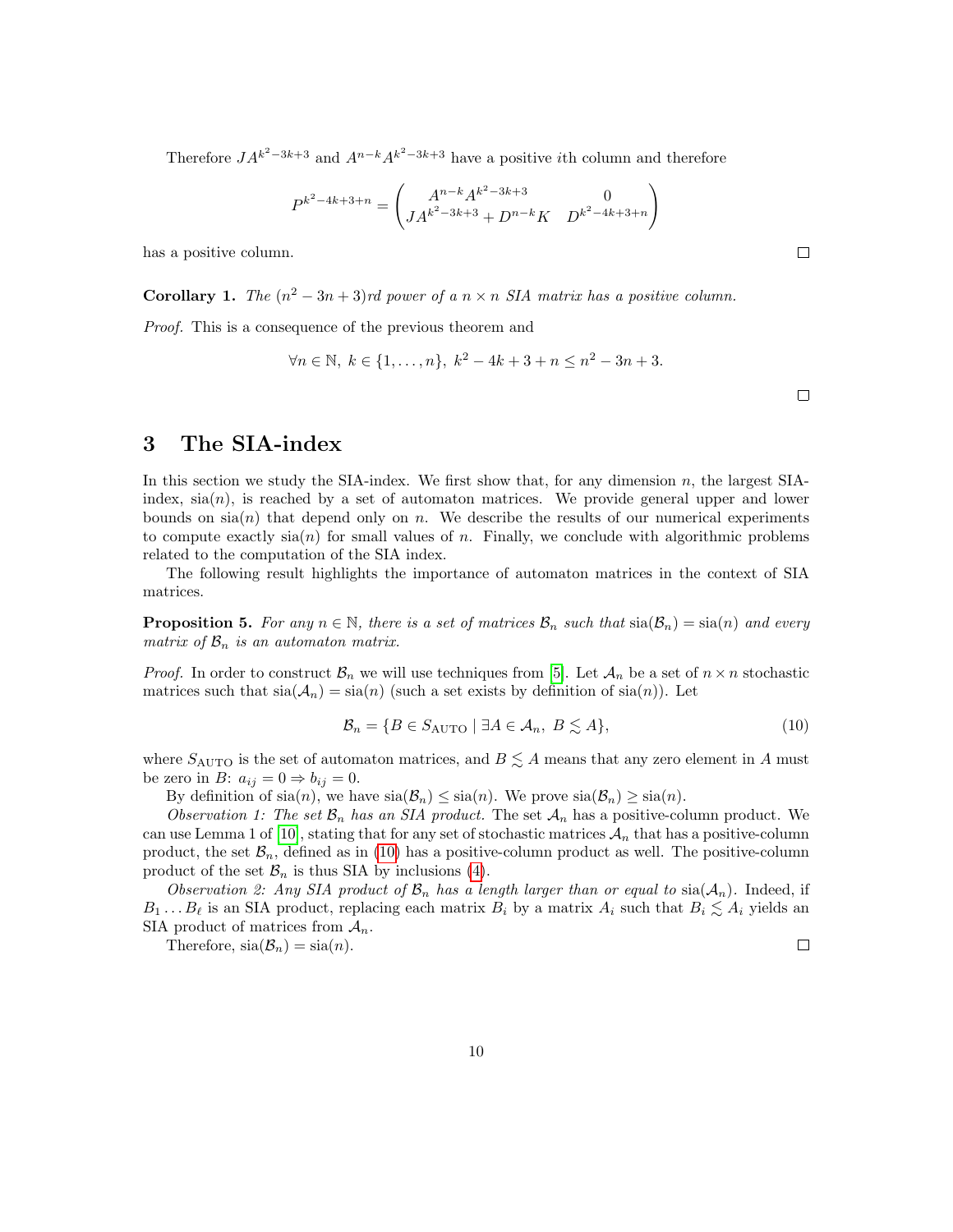Therefore $JA^{k^2-3k+3}$ and $A^{n-k}A^{k^2-3k+3}$ have a positive $i$th column and therefore

$$P^{k^2-4k+3+n} = \begin{pmatrix} A^{n-k}A^{k^2-3k+3} & 0 \\ JA^{k^2-3k+3} + D^{n-k}K & D^{k^2-4k+3+n} \end{pmatrix}$$

has a positive column. □

**Corollary 1.** *The $(n^2 - 3n + 3)$rd power of a $n \times n$ SIA matrix has a positive column.*

*Proof.* This is a consequence of the previous theorem and

$$\forall n \in \mathbb{N},\ k \in \{1, \dots, n\},\ k^2 - 4k + 3 + n \le n^2 - 3n + 3.$$

□

## 3 The SIA-index

In this section we study the SIA-index. We first show that, for any dimension $n$, the largest SIA-index, $\mathrm{sia}(n)$, is reached by a set of automaton matrices. We provide general upper and lower bounds on $\mathrm{sia}(n)$ that depend only on $n$. We describe the results of our numerical experiments to compute exactly $\mathrm{sia}(n)$ for small values of $n$. Finally, we conclude with algorithmic problems related to the computation of the SIA index.

The following result highlights the importance of automaton matrices in the context of SIA matrices.

**Proposition 5.** *For any $n \in \mathbb{N}$, there is a set of matrices $\mathcal{B}_n$ such that $\mathrm{sia}(\mathcal{B}_n) = \mathrm{sia}(n)$ and every matrix of $\mathcal{B}_n$ is an automaton matrix.*

*Proof.* In order to construct $\mathcal{B}_n$ we will use techniques from [5]. Let $\mathcal{A}_n$ be a set of $n \times n$ stochastic matrices such that $\mathrm{sia}(\mathcal{A}_n) = \mathrm{sia}(n)$ (such a set exists by definition of $\mathrm{sia}(n)$). Let

$$\mathcal{B}_n = \{B \in S_{\mathrm{AUTO}} \mid \exists A \in \mathcal{A}_n,\ B \lesssim A\}, \tag{10}$$

where $S_{\mathrm{AUTO}}$ is the set of automaton matrices, and $B \lesssim A$ means that any zero element in $A$ must be zero in $B$: $a_{ij} = 0 \Rightarrow b_{ij} = 0$.

By definition of $\mathrm{sia}(n)$, we have $\mathrm{sia}(\mathcal{B}_n) \le \mathrm{sia}(n)$. We prove $\mathrm{sia}(\mathcal{B}_n) \ge \mathrm{sia}(n)$.

*Observation 1: The set $\mathcal{B}_n$ has an SIA product.* The set $\mathcal{A}_n$ has a positive-column product. We can use Lemma 1 of [10], stating that for any set of stochastic matrices $\mathcal{A}_n$ that has a positive-column product, the set $\mathcal{B}_n$, defined as in (10) has a positive-column product as well. The positive-column product of the set $\mathcal{B}_n$ is thus SIA by inclusions (4).

*Observation 2: Any SIA product of $\mathcal{B}_n$ has a length larger than or equal to $\mathrm{sia}(\mathcal{A}_n)$.* Indeed, if $B_1 \dots B_\ell$ is an SIA product, replacing each matrix $B_i$ by a matrix $A_i$ such that $B_i \lesssim A_i$ yields an SIA product of matrices from $\mathcal{A}_n$.

Therefore, $\mathrm{sia}(\mathcal{B}_n) = \mathrm{sia}(n)$. □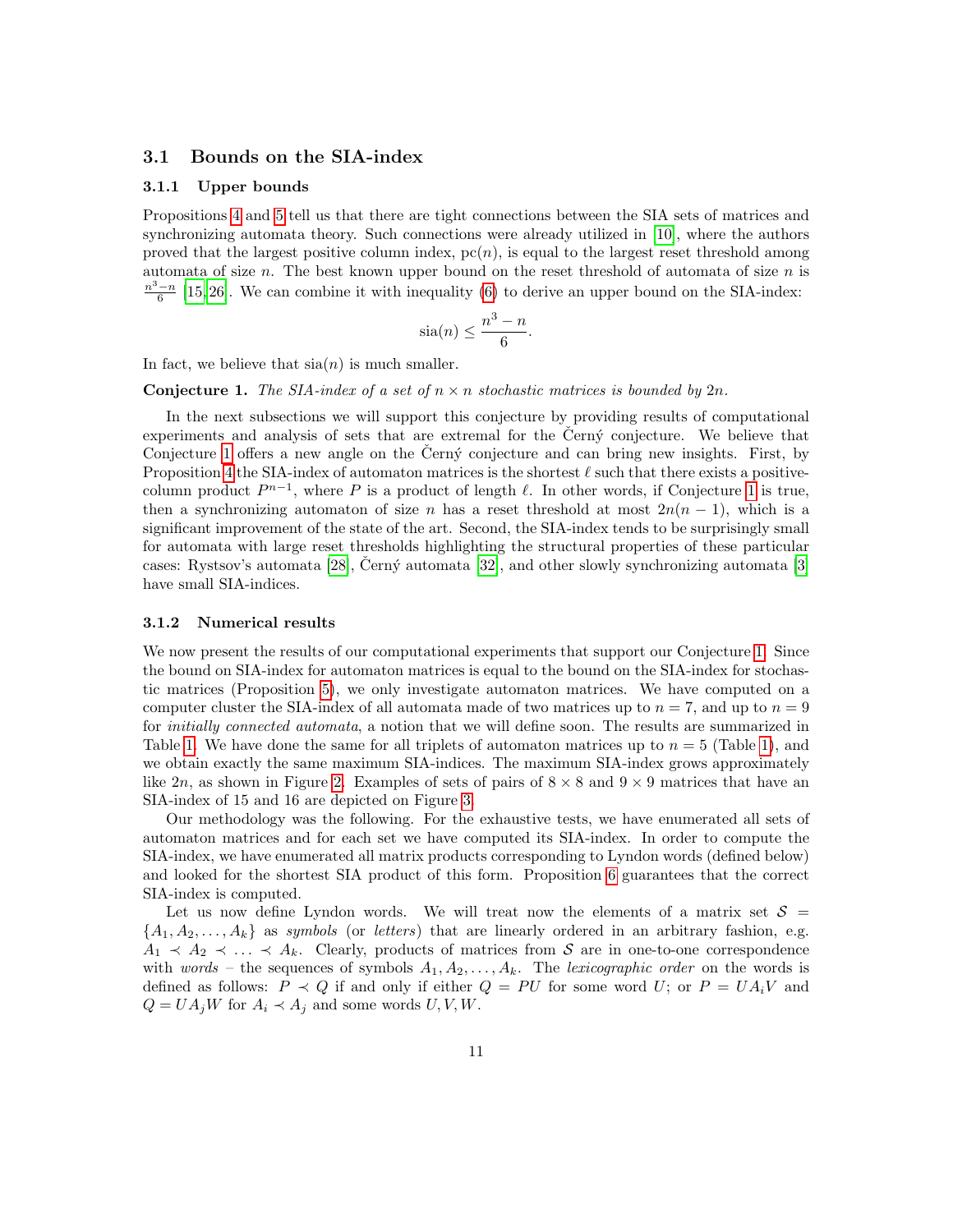### 3.1 Bounds on the SIA-index

#### 3.1.1 Upper bounds

Propositions 4 and 5 tell us that there are tight connections between the SIA sets of matrices and synchronizing automata theory. Such connections were already utilized in [10], where the authors proved that the largest positive column index, $\mathrm{pc}(n)$, is equal to the largest reset threshold among automata of size $n$. The best known upper bound on the reset threshold of automata of size $n$ is $\frac{n^3-n}{6}$ [15,26]. We can combine it with inequality (6) to derive an upper bound on the SIA-index:

$$\mathrm{sia}(n) \leq \frac{n^3-n}{6}.$$

In fact, we believe that $\mathrm{sia}(n)$ is much smaller.

**Conjecture 1.** *The SIA-index of a set of $n \times n$ stochastic matrices is bounded by $2n$.*

In the next subsections we will support this conjecture by providing results of computational experiments and analysis of sets that are extremal for the Černý conjecture. We believe that Conjecture 1 offers a new angle on the Černý conjecture and can bring new insights. First, by Proposition 4 the SIA-index of automaton matrices is the shortest $\ell$ such that there exists a positive-column product $P^{n-1}$, where $P$ is a product of length $\ell$. In other words, if Conjecture 1 is true, then a synchronizing automaton of size $n$ has a reset threshold at most $2n(n-1)$, which is a significant improvement of the state of the art. Second, the SIA-index tends to be surprisingly small for automata with large reset thresholds highlighting the structural properties of these particular cases: Rystsov's automata [28], Černý automata [32], and other slowly synchronizing automata [3] have small SIA-indices.

#### 3.1.2 Numerical results

We now present the results of our computational experiments that support our Conjecture 1. Since the bound on SIA-index for automaton matrices is equal to the bound on the SIA-index for stochastic matrices (Proposition 5), we only investigate automaton matrices. We have computed on a computer cluster the SIA-index of all automata made of two matrices up to $n = 7$, and up to $n = 9$ for *initially connected automata*, a notion that we will define soon. The results are summarized in Table 1. We have done the same for all triplets of automaton matrices up to $n = 5$ (Table 1), and we obtain exactly the same maximum SIA-indices. The maximum SIA-index grows approximately like $2n$, as shown in Figure 2. Examples of sets of pairs of $8 \times 8$ and $9 \times 9$ matrices that have an SIA-index of 15 and 16 are depicted on Figure 3.

Our methodology was the following. For the exhaustive tests, we have enumerated all sets of automaton matrices and for each set we have computed its SIA-index. In order to compute the SIA-index, we have enumerated all matrix products corresponding to Lyndon words (defined below) and looked for the shortest SIA product of this form. Proposition 6 guarantees that the correct SIA-index is computed.

Let us now define Lyndon words. We will treat now the elements of a matrix set $\mathcal{S} = \{A_1, A_2, \ldots, A_k\}$ as *symbols* (or *letters*) that are linearly ordered in an arbitrary fashion, e.g. $A_1 \prec A_2 \prec \ldots \prec A_k$. Clearly, products of matrices from $\mathcal{S}$ are in one-to-one correspondence with *words* – the sequences of symbols $A_1, A_2, \ldots, A_k$. The *lexicographic order* on the words is defined as follows: $P \prec Q$ if and only if either $Q = PU$ for some word $U$; or $P = UA_iV$ and $Q = UA_jW$ for $A_i \prec A_j$ and some words $U, V, W$.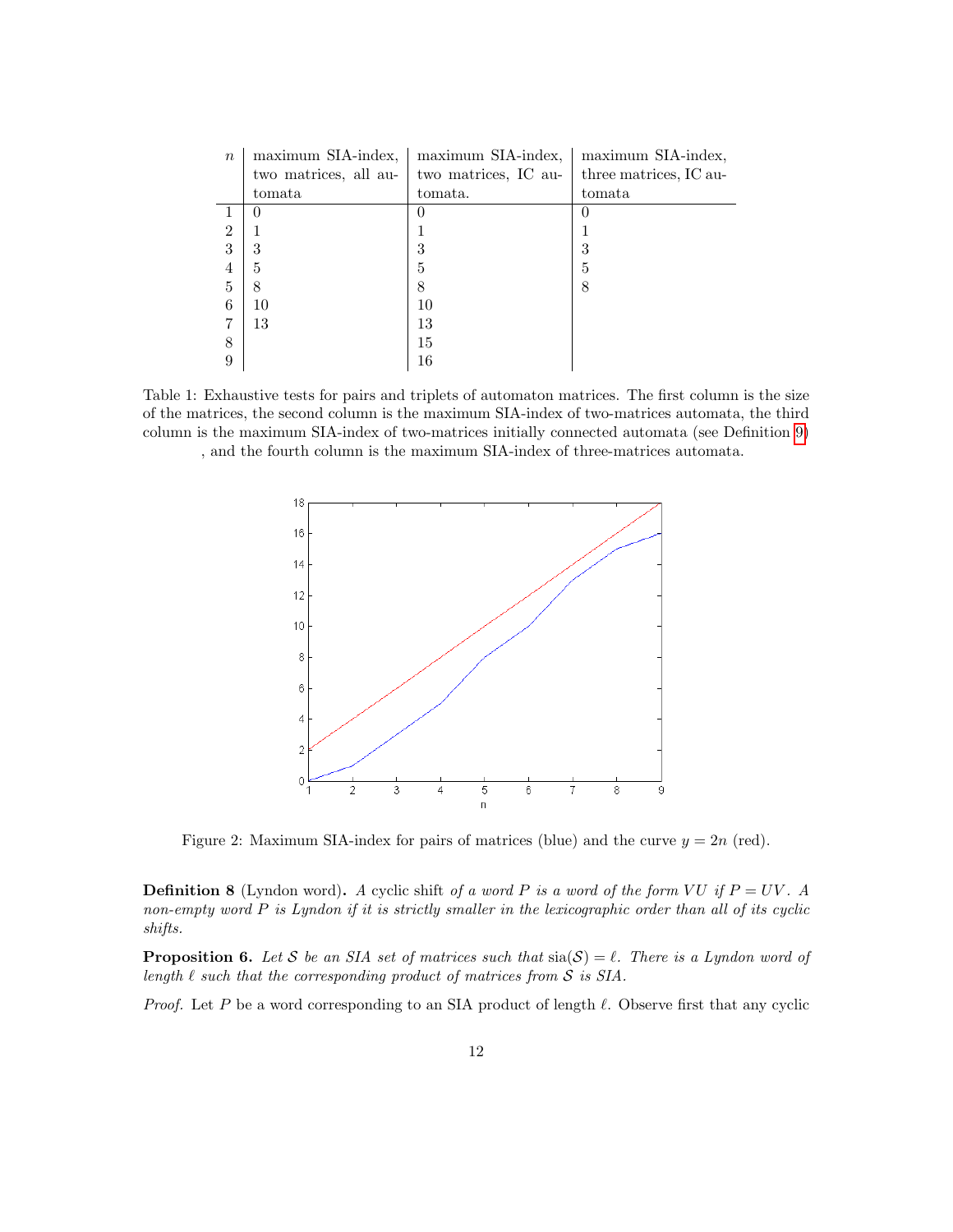| $n$ | maximum SIA-index, two matrices, all automata | maximum SIA-index, two matrices, IC automata. | maximum SIA-index, three matrices, IC automata |
|---|---|---|---|
| 1 | 0 | 0 | 0 |
| 2 | 1 | 1 | 1 |
| 3 | 3 | 3 | 3 |
| 4 | 5 | 5 | 5 |
| 5 | 8 | 8 | 8 |
| 6 | 10 | 10 | |
| 7 | 13 | 13 | |
| 8 | | 15 | |
| 9 | | 16 | |

Table 1: Exhaustive tests for pairs and triplets of automaton matrices. The first column is the size of the matrices, the second column is the maximum SIA-index of two-matrices automata, the third column is the maximum SIA-index of two-matrices initially connected automata (see Definition 9) , and the fourth column is the maximum SIA-index of three-matrices automata.

Figure 2: Maximum SIA-index for pairs of matrices (blue) and the curve $y = 2n$ (red).

**Definition 8** (Lyndon word)**.** *A* cyclic shift *of a word $P$ is a word of the form $VU$ if $P = UV$. A non-empty word $P$ is Lyndon if it is strictly smaller in the lexicographic order than all of its cyclic shifts.*

**Proposition 6.** *Let $\mathcal{S}$ be an SIA set of matrices such that $\mathrm{sia}(\mathcal{S}) = \ell$. There is a Lyndon word of length $\ell$ such that the corresponding product of matrices from $\mathcal{S}$ is SIA.*

*Proof.* Let $P$ be a word corresponding to an SIA product of length $\ell$. Observe first that any cyclic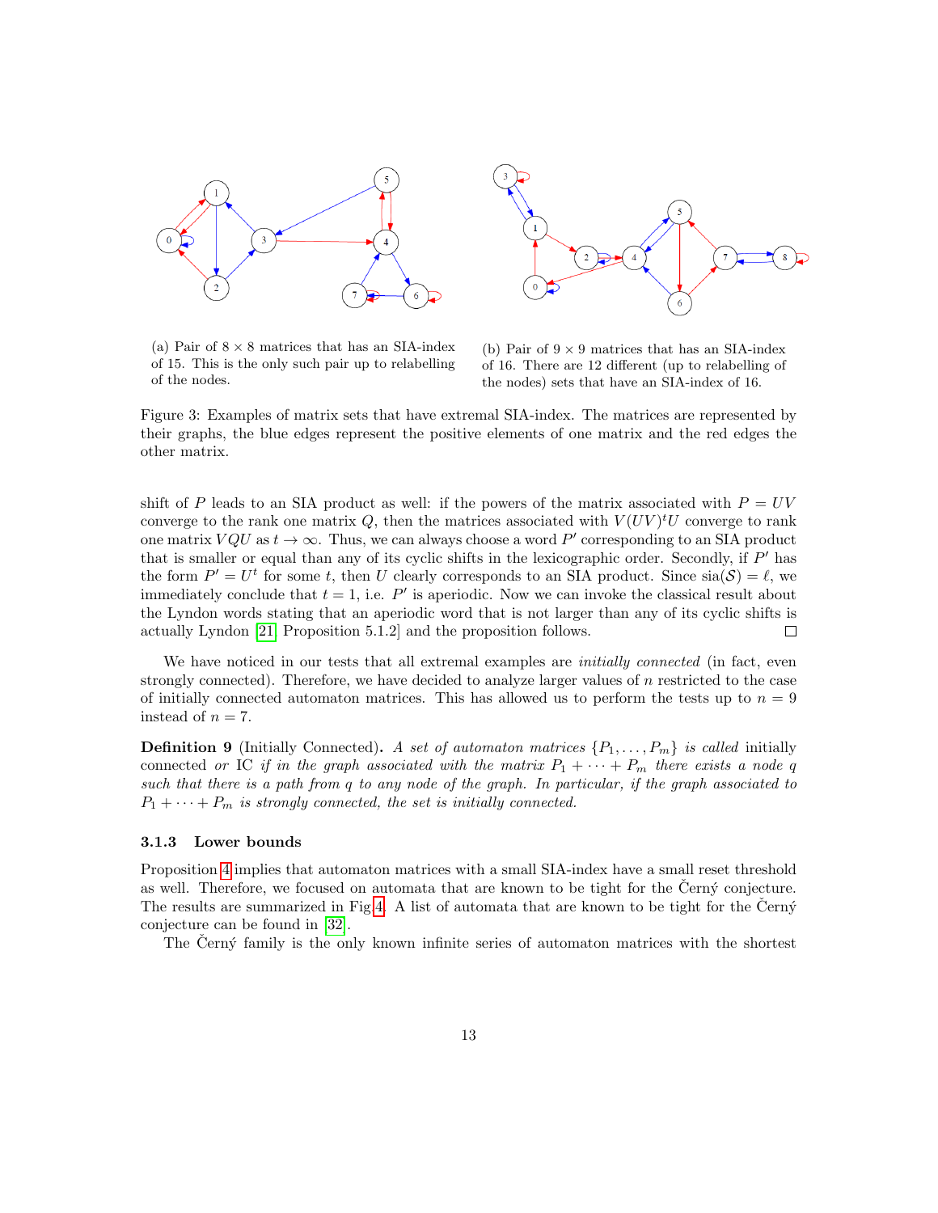(a) Pair of $8 \times 8$ matrices that has an SIA-index of 15. This is the only such pair up to relabelling of the nodes.

(b) Pair of $9 \times 9$ matrices that has an SIA-index of 16. There are 12 different (up to relabelling of the nodes) sets that have an SIA-index of 16.

Figure 3: Examples of matrix sets that have extremal SIA-index. The matrices are represented by their graphs, the blue edges represent the positive elements of one matrix and the red edges the other matrix.

shift of $P$ leads to an SIA product as well: if the powers of the matrix associated with $P = UV$ converge to the rank one matrix $Q$, then the matrices associated with $V(UV)^t U$ converge to rank one matrix $VQU$ as $t \to \infty$. Thus, we can always choose a word $P'$ corresponding to an SIA product that is smaller or equal than any of its cyclic shifts in the lexicographic order. Secondly, if $P'$ has the form $P' = U^t$ for some $t$, then $U$ clearly corresponds to an SIA product. Since $\text{sia}(\mathcal{S}) = \ell$, we immediately conclude that $t = 1$, i.e. $P'$ is aperiodic. Now we can invoke the classical result about the Lyndon words stating that an aperiodic word that is not larger than any of its cyclic shifts is actually Lyndon [21, Proposition 5.1.2] and the proposition follows. □

We have noticed in our tests that all extremal examples are *initially connected* (in fact, even strongly connected). Therefore, we have decided to analyze larger values of $n$ restricted to the case of initially connected automaton matrices. This has allowed us to perform the tests up to $n = 9$ instead of $n = 7$.

**Definition 9** (Initially Connected)**.** *A set of automaton matrices $\{P_1, \ldots, P_m\}$ is called* initially connected *or* IC *if in the graph associated with the matrix $P_1 + \cdots + P_m$ there exists a node $q$ such that there is a path from $q$ to any node of the graph. In particular, if the graph associated to $P_1 + \cdots + P_m$ is strongly connected, the set is initially connected.*

### 3.1.3 Lower bounds

Proposition 4 implies that automaton matrices with a small SIA-index have a small reset threshold as well. Therefore, we focused on automata that are known to be tight for the Černý conjecture. The results are summarized in Fig 4. A list of automata that are known to be tight for the Černý conjecture can be found in [32].

The Černý family is the only known infinite series of automaton matrices with the shortest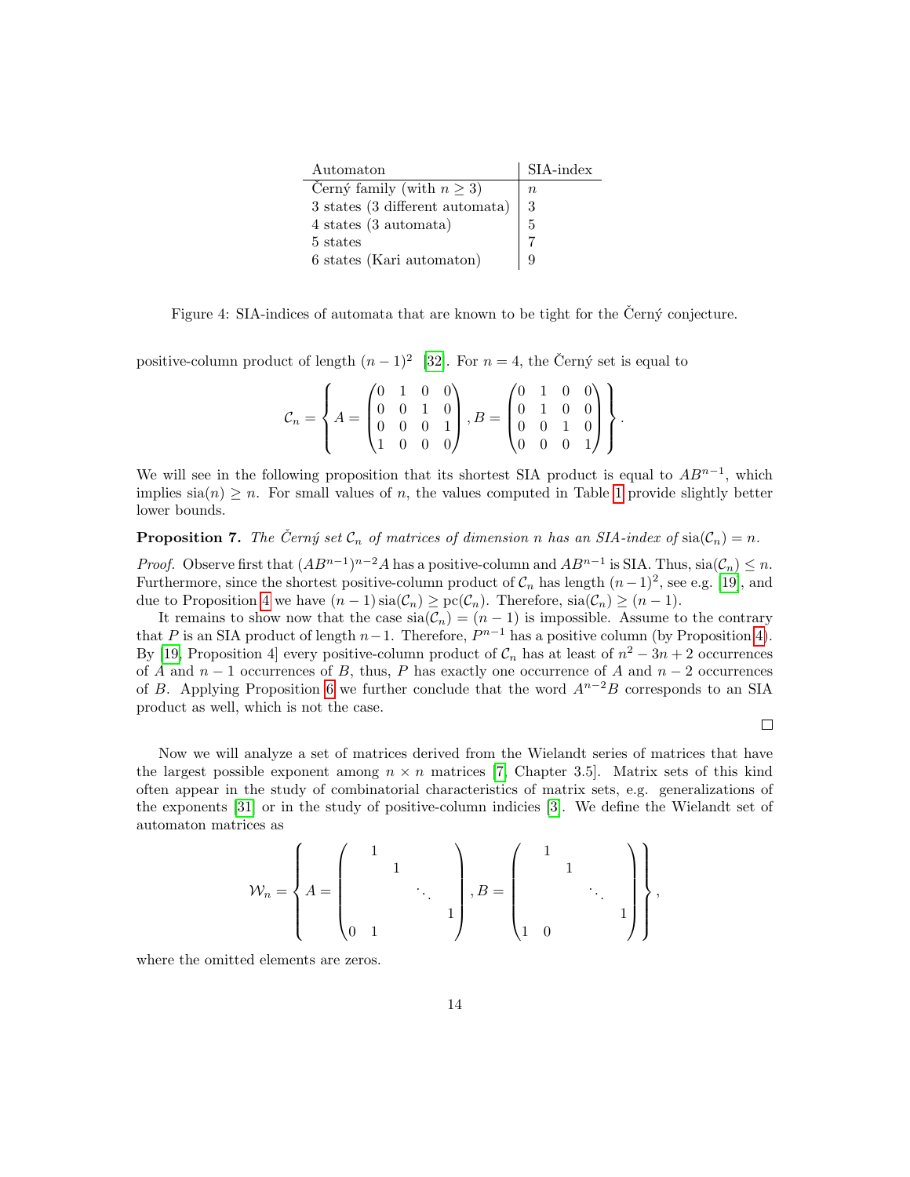| Automaton | SIA-index |
|---|---|
| Černý family (with $n \geq 3$) | $n$ |
| 3 states (3 different automata) | 3 |
| 4 states (3 automata) | 5 |
| 5 states | 7 |
| 6 states (Kari automaton) | 9 |

Figure 4: SIA-indices of automata that are known to be tight for the Černý conjecture.

positive-column product of length $(n-1)^2$ [32]. For $n = 4$, the Černý set is equal to

$$\mathcal{C}_n = \left\{ A = \begin{pmatrix} 0 & 1 & 0 & 0 \\ 0 & 0 & 1 & 0 \\ 0 & 0 & 0 & 1 \\ 1 & 0 & 0 & 0 \end{pmatrix}, B = \begin{pmatrix} 0 & 1 & 0 & 0 \\ 0 & 1 & 0 & 0 \\ 0 & 0 & 1 & 0 \\ 0 & 0 & 0 & 1 \end{pmatrix} \right\}.$$

We will see in the following proposition that its shortest SIA product is equal to $AB^{n-1}$, which implies $\mathrm{sia}(n) \geq n$. For small values of $n$, the values computed in Table 1 provide slightly better lower bounds.

**Proposition 7.** *The Černý set $\mathcal{C}_n$ of matrices of dimension $n$ has an SIA-index of $\mathrm{sia}(\mathcal{C}_n) = n$.*

*Proof.* Observe first that $(AB^{n-1})^{n-2}A$ has a positive-column and $AB^{n-1}$ is SIA. Thus, $\mathrm{sia}(\mathcal{C}_n) \leq n$. Furthermore, since the shortest positive-column product of $\mathcal{C}_n$ has length $(n-1)^2$, see e.g. [19], and due to Proposition 4 we have $(n-1)\,\mathrm{sia}(\mathcal{C}_n) \geq \mathrm{pc}(\mathcal{C}_n)$. Therefore, $\mathrm{sia}(\mathcal{C}_n) \geq (n-1)$.

It remains to show now that the case $\mathrm{sia}(\mathcal{C}_n) = (n-1)$ is impossible. Assume to the contrary that $P$ is an SIA product of length $n-1$. Therefore, $P^{n-1}$ has a positive column (by Proposition 4). By [19, Proposition 4] every positive-column product of $\mathcal{C}_n$ has at least of $n^2 - 3n + 2$ occurrences of $A$ and $n-1$ occurrences of $B$, thus, $P$ has exactly one occurrence of $A$ and $n-2$ occurrences of $B$. Applying Proposition 6 we further conclude that the word $A^{n-2}B$ corresponds to an SIA product as well, which is not the case. □

Now we will analyze a set of matrices derived from the Wielandt series of matrices that have the largest possible exponent among $n \times n$ matrices [7, Chapter 3.5]. Matrix sets of this kind often appear in the study of combinatorial characteristics of matrix sets, e.g. generalizations of the exponents [31] or in the study of positive-column indicies [3]. We define the Wielandt set of automaton matrices as

$$\mathcal{W}_n = \left\{ A = \begin{pmatrix} & 1 & & & \\ & & 1 & & \\ & & & \ddots & \\ & & & & 1 \\ 0 & 1 & & & \end{pmatrix}, B = \begin{pmatrix} & 1 & & & \\ & & 1 & & \\ & & & \ddots & \\ & & & & 1 \\ 1 & 0 & & & \end{pmatrix} \right\},$$

where the omitted elements are zeros.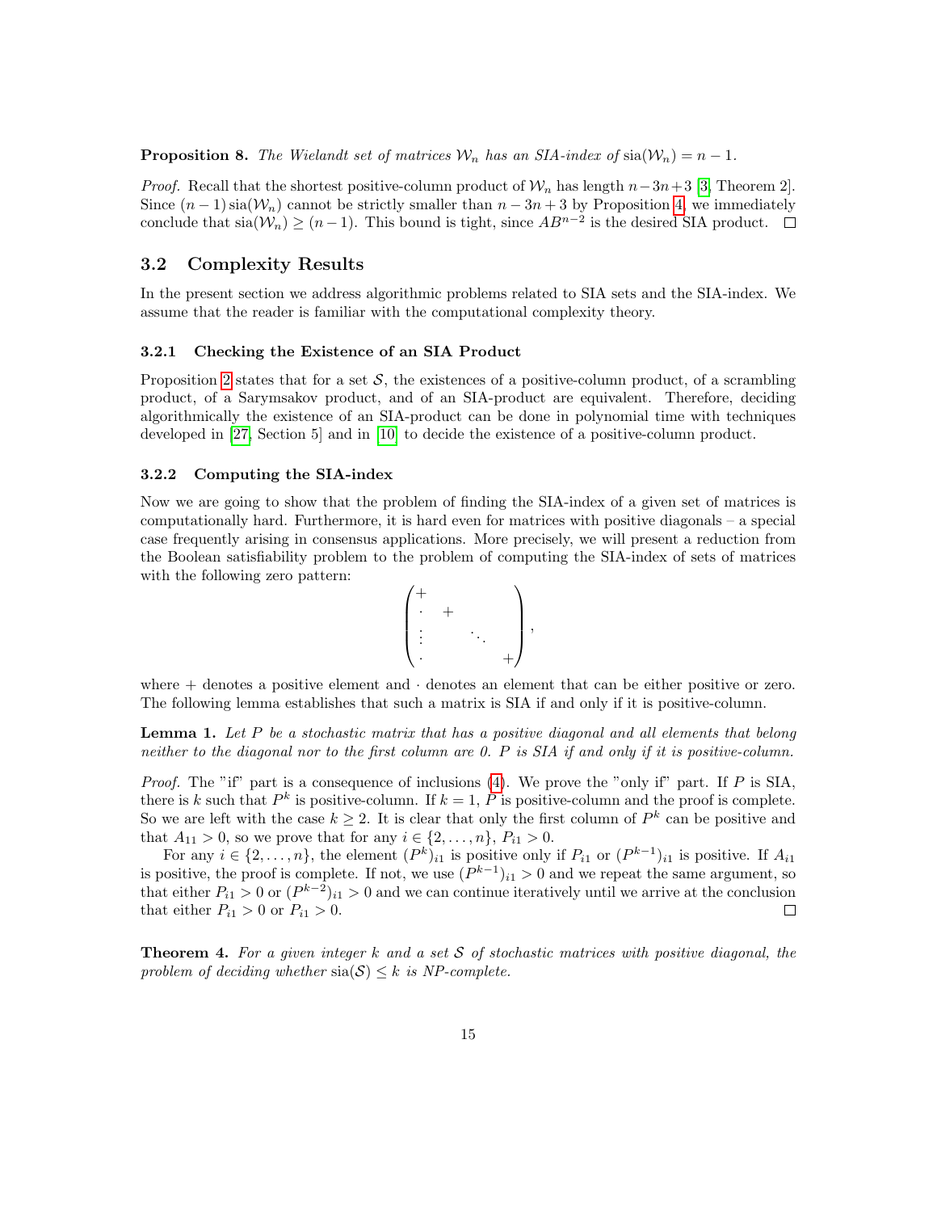**Proposition 8.** *The Wielandt set of matrices $\mathcal{W}_n$ has an SIA-index of $\operatorname{sia}(\mathcal{W}_n) = n - 1$.*

*Proof.* Recall that the shortest positive-column product of $\mathcal{W}_n$ has length $n-3n+3$ [3, Theorem 2]. Since $(n-1)\operatorname{sia}(\mathcal{W}_n)$ cannot be strictly smaller than $n-3n+3$ by Proposition 4, we immediately conclude that $\operatorname{sia}(\mathcal{W}_n) \geq (n-1)$. This bound is tight, since $AB^{n-2}$ is the desired SIA product. $\square$

## 3.2 Complexity Results

In the present section we address algorithmic problems related to SIA sets and the SIA-index. We assume that the reader is familiar with the computational complexity theory.

### 3.2.1 Checking the Existence of an SIA Product

Proposition 2 states that for a set $\mathcal{S}$, the existences of a positive-column product, of a scrambling product, of a Sarymsakov product, and of an SIA-product are equivalent. Therefore, deciding algorithmically the existence of an SIA-product can be done in polynomial time with techniques developed in [27, Section 5] and in [10] to decide the existence of a positive-column product.

### 3.2.2 Computing the SIA-index

Now we are going to show that the problem of finding the SIA-index of a given set of matrices is computationally hard. Furthermore, it is hard even for matrices with positive diagonals – a special case frequently arising in consensus applications. More precisely, we will present a reduction from the Boolean satisfiability problem to the problem of computing the SIA-index of sets of matrices with the following zero pattern:

$$\begin{pmatrix} + & & & \\ \cdot & + & & \\ \vdots & & \ddots & \\ \cdot & & & + \end{pmatrix},$$

where $+$ denotes a positive element and $\cdot$ denotes an element that can be either positive or zero. The following lemma establishes that such a matrix is SIA if and only if it is positive-column.

**Lemma 1.** *Let $P$ be a stochastic matrix that has a positive diagonal and all elements that belong neither to the diagonal nor to the first column are 0. $P$ is SIA if and only if it is positive-column.*

*Proof.* The "if" part is a consequence of inclusions (4). We prove the "only if" part. If $P$ is SIA, there is $k$ such that $P^k$ is positive-column. If $k = 1$, $P$ is positive-column and the proof is complete. So we are left with the case $k \geq 2$. It is clear that only the first column of $P^k$ can be positive and that $A_{11} > 0$, so we prove that for any $i \in \{2, \ldots, n\}$, $P_{i1} > 0$.

For any $i \in \{2, \ldots, n\}$, the element $(P^k)_{i1}$ is positive only if $P_{i1}$ or $(P^{k-1})_{i1}$ is positive. If $A_{i1}$ is positive, the proof is complete. If not, we use $(P^{k-1})_{i1} > 0$ and we repeat the same argument, so that either $P_{i1} > 0$ or $(P^{k-2})_{i1} > 0$ and we can continue iteratively until we arrive at the conclusion that either $P_{i1} > 0$ or $P_{i1} > 0$. $\square$

**Theorem 4.** *For a given integer $k$ and a set $\mathcal{S}$ of stochastic matrices with positive diagonal, the problem of deciding whether $\operatorname{sia}(\mathcal{S}) \leq k$ is NP-complete.*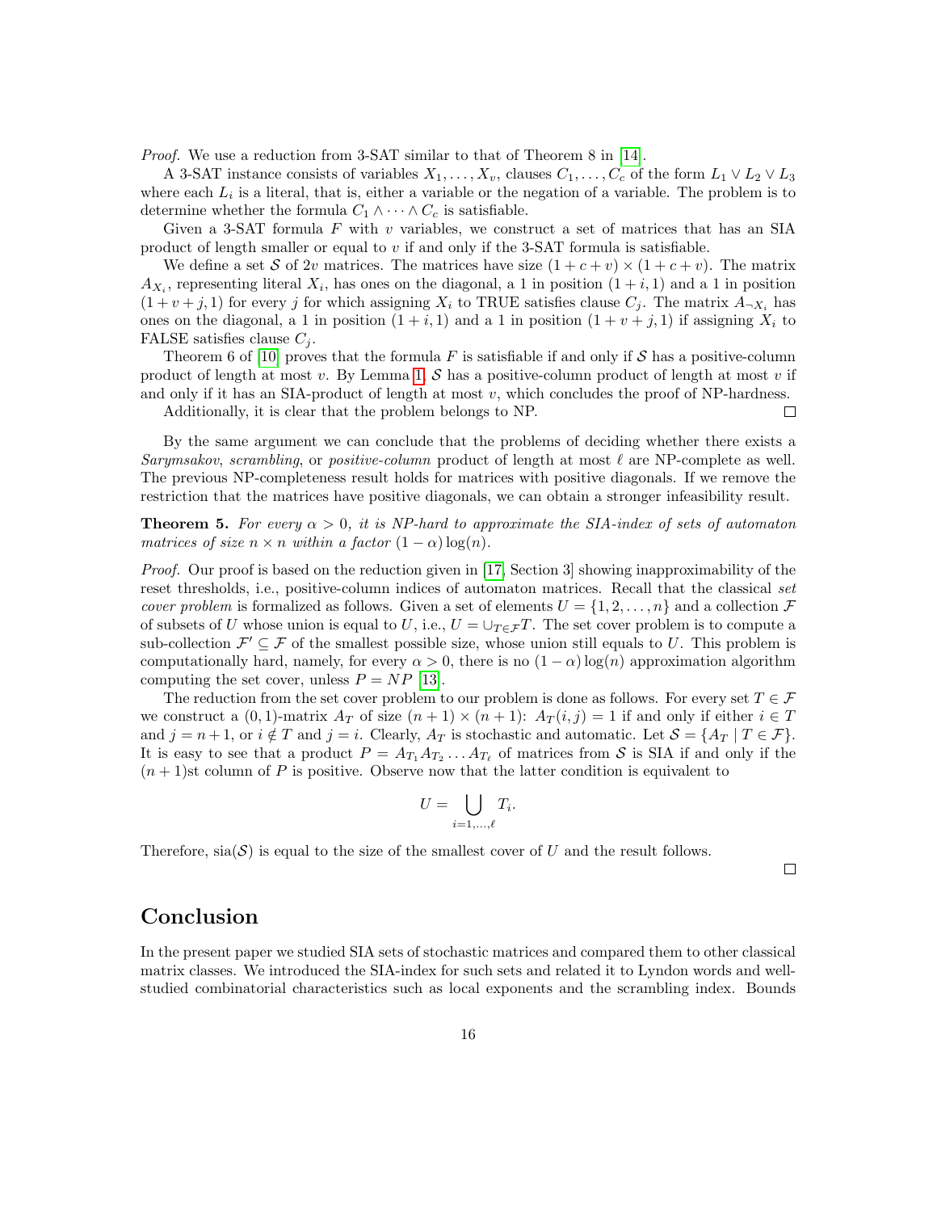*Proof.* We use a reduction from 3-SAT similar to that of Theorem 8 in [14].

A 3-SAT instance consists of variables $X_1, \ldots, X_v$, clauses $C_1, \ldots, C_c$ of the form $L_1 \vee L_2 \vee L_3$ where each $L_i$ is a literal, that is, either a variable or the negation of a variable. The problem is to determine whether the formula $C_1 \wedge \cdots \wedge C_c$ is satisfiable.

Given a 3-SAT formula $F$ with $v$ variables, we construct a set of matrices that has an SIA product of length smaller or equal to $v$ if and only if the 3-SAT formula is satisfiable.

We define a set $\mathcal{S}$ of $2v$ matrices. The matrices have size $(1+c+v) \times (1+c+v)$. The matrix $A_{X_i}$, representing literal $X_i$, has ones on the diagonal, a 1 in position $(1+i, 1)$ and a 1 in position $(1+v+j, 1)$ for every $j$ for which assigning $X_i$ to TRUE satisfies clause $C_j$. The matrix $A_{\neg X_i}$ has ones on the diagonal, a 1 in position $(1+i, 1)$ and a 1 in position $(1+v+j, 1)$ if assigning $X_i$ to FALSE satisfies clause $C_j$.

Theorem 6 of [10] proves that the formula $F$ is satisfiable if and only if $\mathcal{S}$ has a positive-column product of length at most $v$. By Lemma 1, $\mathcal{S}$ has a positive-column product of length at most $v$ if and only if it has an SIA-product of length at most $v$, which concludes the proof of NP-hardness.

Additionally, it is clear that the problem belongs to NP. $\square$

By the same argument we can conclude that the problems of deciding whether there exists a *Sarymsakov*, *scrambling*, or *positive-column* product of length at most $\ell$ are NP-complete as well. The previous NP-completeness result holds for matrices with positive diagonals. If we remove the restriction that the matrices have positive diagonals, we can obtain a stronger infeasibility result.

**Theorem 5.** *For every $\alpha > 0$, it is NP-hard to approximate the SIA-index of sets of automaton matrices of size $n \times n$ within a factor $(1-\alpha)\log(n)$.*

*Proof.* Our proof is based on the reduction given in [17, Section 3] showing inapproximability of the reset thresholds, i.e., positive-column indices of automaton matrices. Recall that the classical *set cover problem* is formalized as follows. Given a set of elements $U = \{1, 2, \ldots, n\}$ and a collection $\mathcal{F}$ of subsets of $U$ whose union is equal to $U$, i.e., $U = \cup_{T \in \mathcal{F}} T$. The set cover problem is to compute a sub-collection $\mathcal{F}' \subseteq \mathcal{F}$ of the smallest possible size, whose union still equals to $U$. This problem is computationally hard, namely, for every $\alpha > 0$, there is no $(1-\alpha)\log(n)$ approximation algorithm computing the set cover, unless $P = NP$ [13].

The reduction from the set cover problem to our problem is done as follows. For every set $T \in \mathcal{F}$ we construct a $(0,1)$-matrix $A_T$ of size $(n+1) \times (n+1)$: $A_T(i,j) = 1$ if and only if either $i \in T$ and $j = n+1$, or $i \notin T$ and $j = i$. Clearly, $A_T$ is stochastic and automatic. Let $\mathcal{S} = \{A_T \mid T \in \mathcal{F}\}$. It is easy to see that a product $P = A_{T_1} A_{T_2} \ldots A_{T_\ell}$ of matrices from $\mathcal{S}$ is SIA if and only if the $(n+1)$st column of $P$ is positive. Observe now that the latter condition is equivalent to

$$U = \bigcup_{i=1,\ldots,\ell} T_i.$$

Therefore, $\mathrm{sia}(\mathcal{S})$ is equal to the size of the smallest cover of $U$ and the result follows. $\square$

## Conclusion

In the present paper we studied SIA sets of stochastic matrices and compared them to other classical matrix classes. We introduced the SIA-index for such sets and related it to Lyndon words and well-studied combinatorial characteristics such as local exponents and the scrambling index. Bounds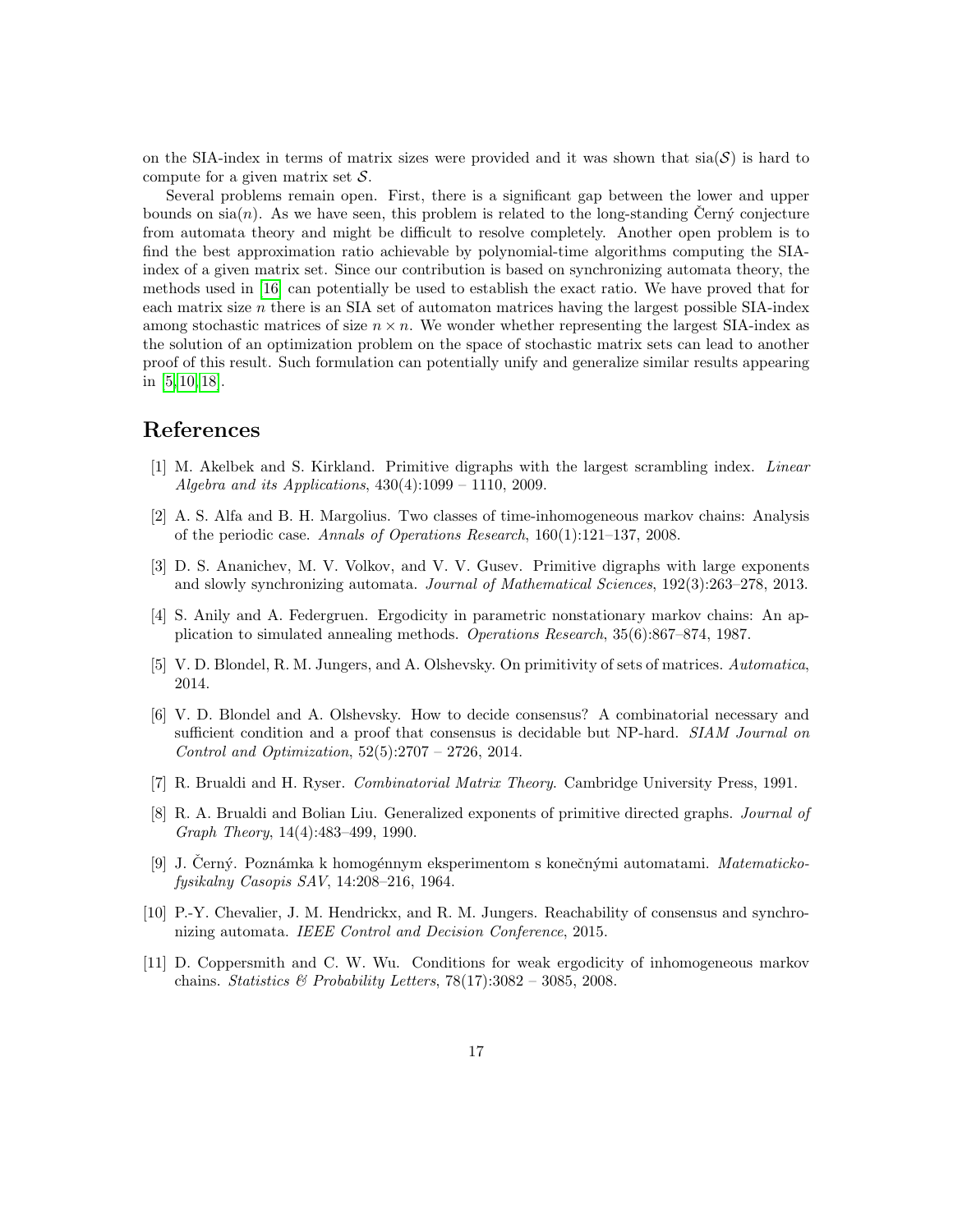on the SIA-index in terms of matrix sizes were provided and it was shown that $\mathrm{sia}(\mathcal{S})$ is hard to compute for a given matrix set $\mathcal{S}$.

Several problems remain open. First, there is a significant gap between the lower and upper bounds on $\mathrm{sia}(n)$. As we have seen, this problem is related to the long-standing Černý conjecture from automata theory and might be difficult to resolve completely. Another open problem is to find the best approximation ratio achievable by polynomial-time algorithms computing the SIA-index of a given matrix set. Since our contribution is based on synchronizing automata theory, the methods used in [16] can potentially be used to establish the exact ratio. We have proved that for each matrix size $n$ there is an SIA set of automaton matrices having the largest possible SIA-index among stochastic matrices of size $n \times n$. We wonder whether representing the largest SIA-index as the solution of an optimization problem on the space of stochastic matrix sets can lead to another proof of this result. Such formulation can potentially unify and generalize similar results appearing in [5, 10, 18].

## References

[1] M. Akelbek and S. Kirkland. Primitive digraphs with the largest scrambling index. *Linear Algebra and its Applications*, 430(4):1099 – 1110, 2009.

[2] A. S. Alfa and B. H. Margolius. Two classes of time-inhomogeneous markov chains: Analysis of the periodic case. *Annals of Operations Research*, 160(1):121–137, 2008.

[3] D. S. Ananichev, M. V. Volkov, and V. V. Gusev. Primitive digraphs with large exponents and slowly synchronizing automata. *Journal of Mathematical Sciences*, 192(3):263–278, 2013.

[4] S. Anily and A. Federgruen. Ergodicity in parametric nonstationary markov chains: An application to simulated annealing methods. *Operations Research*, 35(6):867–874, 1987.

[5] V. D. Blondel, R. M. Jungers, and A. Olshevsky. On primitivity of sets of matrices. *Automatica*, 2014.

[6] V. D. Blondel and A. Olshevsky. How to decide consensus? A combinatorial necessary and sufficient condition and a proof that consensus is decidable but NP-hard. *SIAM Journal on Control and Optimization*, 52(5):2707 – 2726, 2014.

[7] R. Brualdi and H. Ryser. *Combinatorial Matrix Theory*. Cambridge University Press, 1991.

[8] R. A. Brualdi and Bolian Liu. Generalized exponents of primitive directed graphs. *Journal of Graph Theory*, 14(4):483–499, 1990.

[9] J. Černý. Poznámka k homogénnym eksperimentom s konečnými automatami. *Matematicko-fysikalny Casopis SAV*, 14:208–216, 1964.

[10] P.-Y. Chevalier, J. M. Hendrickx, and R. M. Jungers. Reachability of consensus and synchronizing automata. *IEEE Control and Decision Conference*, 2015.

[11] D. Coppersmith and C. W. Wu. Conditions for weak ergodicity of inhomogeneous markov chains. *Statistics & Probability Letters*, 78(17):3082 – 3085, 2008.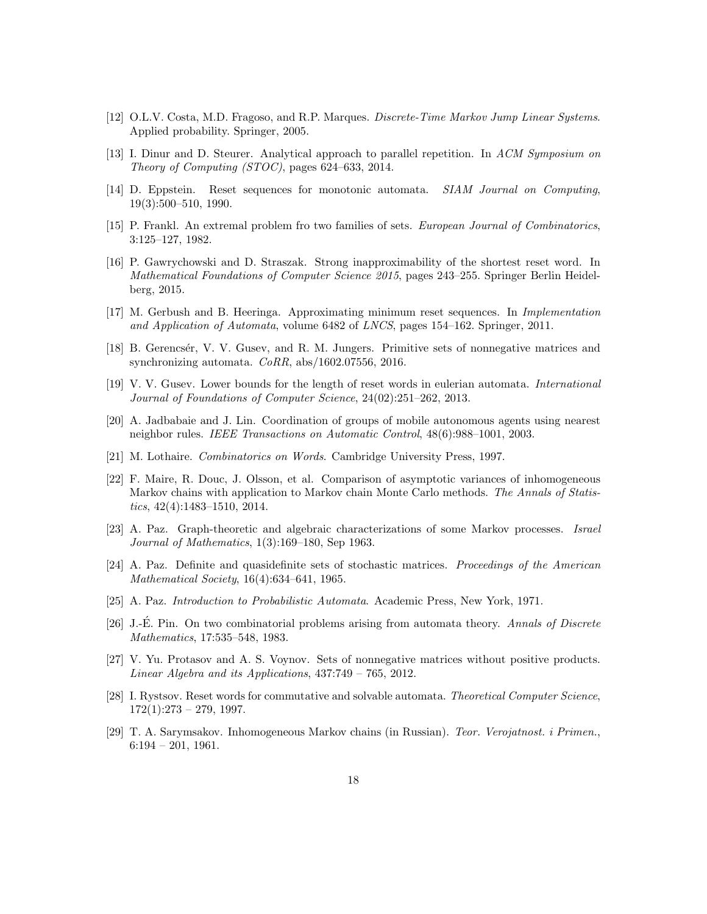[12] O.L.V. Costa, M.D. Fragoso, and R.P. Marques. *Discrete-Time Markov Jump Linear Systems*. Applied probability. Springer, 2005.

[13] I. Dinur and D. Steurer. Analytical approach to parallel repetition. In *ACM Symposium on Theory of Computing (STOC)*, pages 624–633, 2014.

[14] D. Eppstein. Reset sequences for monotonic automata. *SIAM Journal on Computing*, 19(3):500–510, 1990.

[15] P. Frankl. An extremal problem fro two families of sets. *European Journal of Combinatorics*, 3:125–127, 1982.

[16] P. Gawrychowski and D. Straszak. Strong inapproximability of the shortest reset word. In *Mathematical Foundations of Computer Science 2015*, pages 243–255. Springer Berlin Heidelberg, 2015.

[17] M. Gerbush and B. Heeringa. Approximating minimum reset sequences. In *Implementation and Application of Automata*, volume 6482 of *LNCS*, pages 154–162. Springer, 2011.

[18] B. Gerencsér, V. V. Gusev, and R. M. Jungers. Primitive sets of nonnegative matrices and synchronizing automata. *CoRR*, abs/1602.07556, 2016.

[19] V. V. Gusev. Lower bounds for the length of reset words in eulerian automata. *International Journal of Foundations of Computer Science*, 24(02):251–262, 2013.

[20] A. Jadbabaie and J. Lin. Coordination of groups of mobile autonomous agents using nearest neighbor rules. *IEEE Transactions on Automatic Control*, 48(6):988–1001, 2003.

[21] M. Lothaire. *Combinatorics on Words*. Cambridge University Press, 1997.

[22] F. Maire, R. Douc, J. Olsson, et al. Comparison of asymptotic variances of inhomogeneous Markov chains with application to Markov chain Monte Carlo methods. *The Annals of Statistics*, 42(4):1483–1510, 2014.

[23] A. Paz. Graph-theoretic and algebraic characterizations of some Markov processes. *Israel Journal of Mathematics*, 1(3):169–180, Sep 1963.

[24] A. Paz. Definite and quasidefinite sets of stochastic matrices. *Proceedings of the American Mathematical Society*, 16(4):634–641, 1965.

[25] A. Paz. *Introduction to Probabilistic Automata*. Academic Press, New York, 1971.

[26] J.-É. Pin. On two combinatorial problems arising from automata theory. *Annals of Discrete Mathematics*, 17:535–548, 1983.

[27] V. Yu. Protasov and A. S. Voynov. Sets of nonnegative matrices without positive products. *Linear Algebra and its Applications*, 437:749 – 765, 2012.

[28] I. Rystsov. Reset words for commutative and solvable automata. *Theoretical Computer Science*, 172(1):273 – 279, 1997.

[29] T. A. Sarymsakov. Inhomogeneous Markov chains (in Russian). *Teor. Verojatnost. i Primen.*, 6:194 – 201, 1961.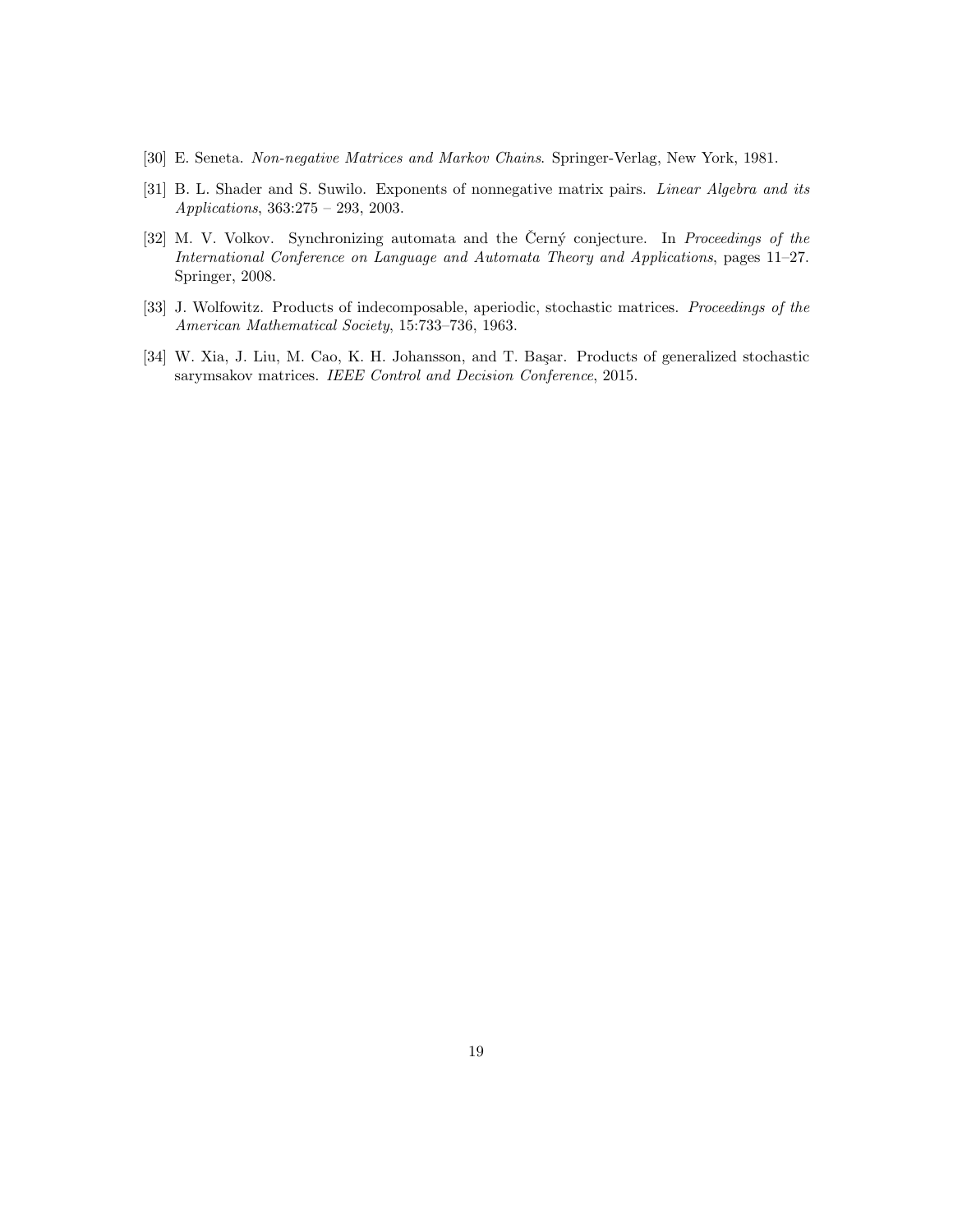[30] E. Seneta. *Non-negative Matrices and Markov Chains*. Springer-Verlag, New York, 1981.

[31] B. L. Shader and S. Suwilo. Exponents of nonnegative matrix pairs. *Linear Algebra and its Applications*, 363:275 – 293, 2003.

[32] M. V. Volkov. Synchronizing automata and the Černý conjecture. In *Proceedings of the International Conference on Language and Automata Theory and Applications*, pages 11–27. Springer, 2008.

[33] J. Wolfowitz. Products of indecomposable, aperiodic, stochastic matrices. *Proceedings of the American Mathematical Society*, 15:733–736, 1963.

[34] W. Xia, J. Liu, M. Cao, K. H. Johansson, and T. Başar. Products of generalized stochastic sarymsakov matrices. *IEEE Control and Decision Conference*, 2015.